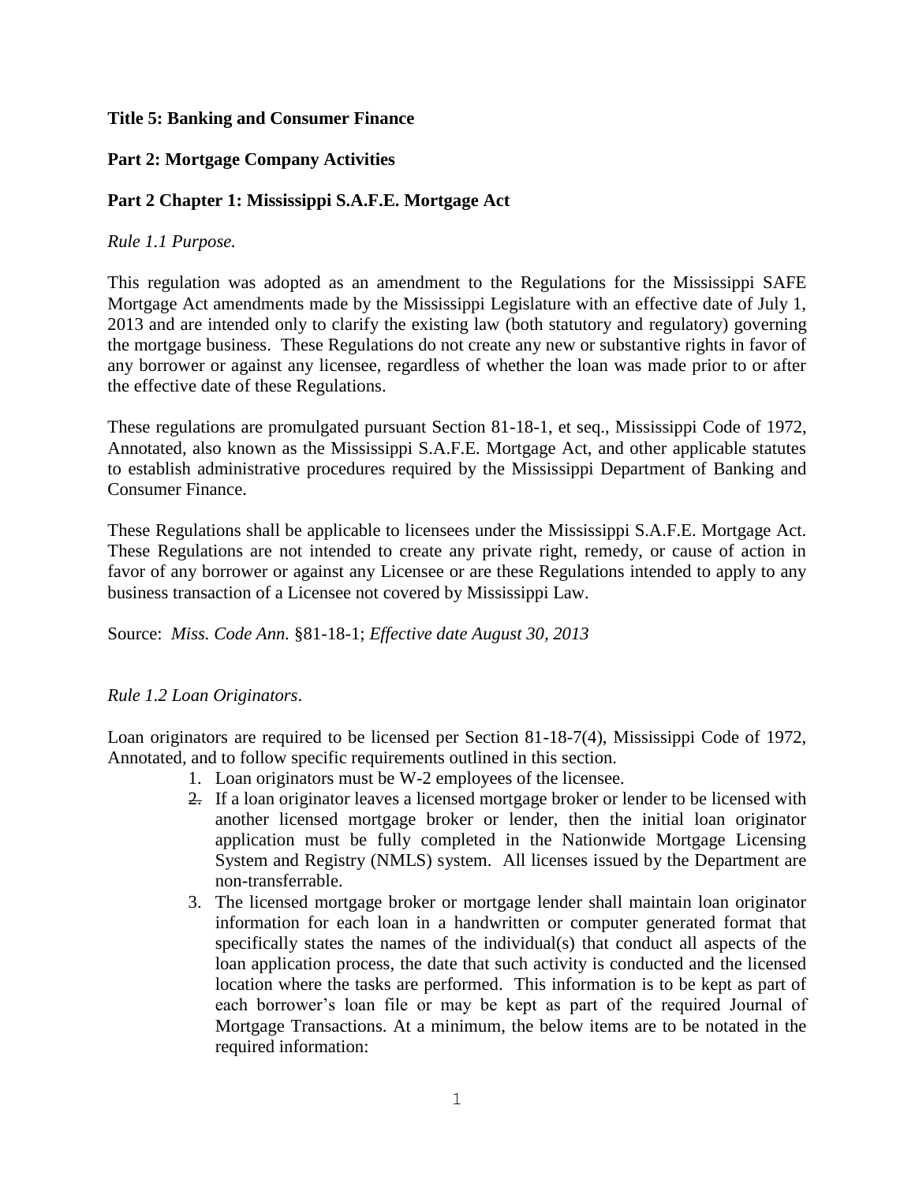**Title 5: Banking and Consumer Finance**

**Part 2: Mortgage Company Activities**

**Part 2 Chapter 1: Mississippi S.A.F.E. Mortgage Act**

*Rule 1.1 Purpose.*

This regulation was adopted as an amendment to the Regulations for the Mississippi SAFE Mortgage Act amendments made by the Mississippi Legislature with an effective date of July 1, 2013 and are intended only to clarify the existing law (both statutory and regulatory) governing the mortgage business. These Regulations do not create any new or substantive rights in favor of any borrower or against any licensee, regardless of whether the loan was made prior to or after the effective date of these Regulations.

These regulations are promulgated pursuant Section 81-18-1, et seq., Mississippi Code of 1972, Annotated, also known as the Mississippi S.A.F.E. Mortgage Act, and other applicable statutes to establish administrative procedures required by the Mississippi Department of Banking and Consumer Finance.

These Regulations shall be applicable to licensees under the Mississippi S.A.F.E. Mortgage Act. These Regulations are not intended to create any private right, remedy, or cause of action in favor of any borrower or against any Licensee or are these Regulations intended to apply to any business transaction of a Licensee not covered by Mississippi Law.

Source: *Miss. Code Ann.* §81-18-1; *Effective date August 30, 2013*

*Rule 1.2 Loan Originators*.

Loan originators are required to be licensed per Section 81-18-7(4), Mississippi Code of 1972, Annotated, and to follow specific requirements outlined in this section.

1. Loan originators must be W-2 employees of the licensee.
2. If a loan originator leaves a licensed mortgage broker or lender to be licensed with another licensed mortgage broker or lender, then the initial loan originator application must be fully completed in the Nationwide Mortgage Licensing System and Registry (NMLS) system. All licenses issued by the Department are non-transferrable.
3. The licensed mortgage broker or mortgage lender shall maintain loan originator information for each loan in a handwritten or computer generated format that specifically states the names of the individual(s) that conduct all aspects of the loan application process, the date that such activity is conducted and the licensed location where the tasks are performed. This information is to be kept as part of each borrower's loan file or may be kept as part of the required Journal of Mortgage Transactions. At a minimum, the below items are to be notated in the required information: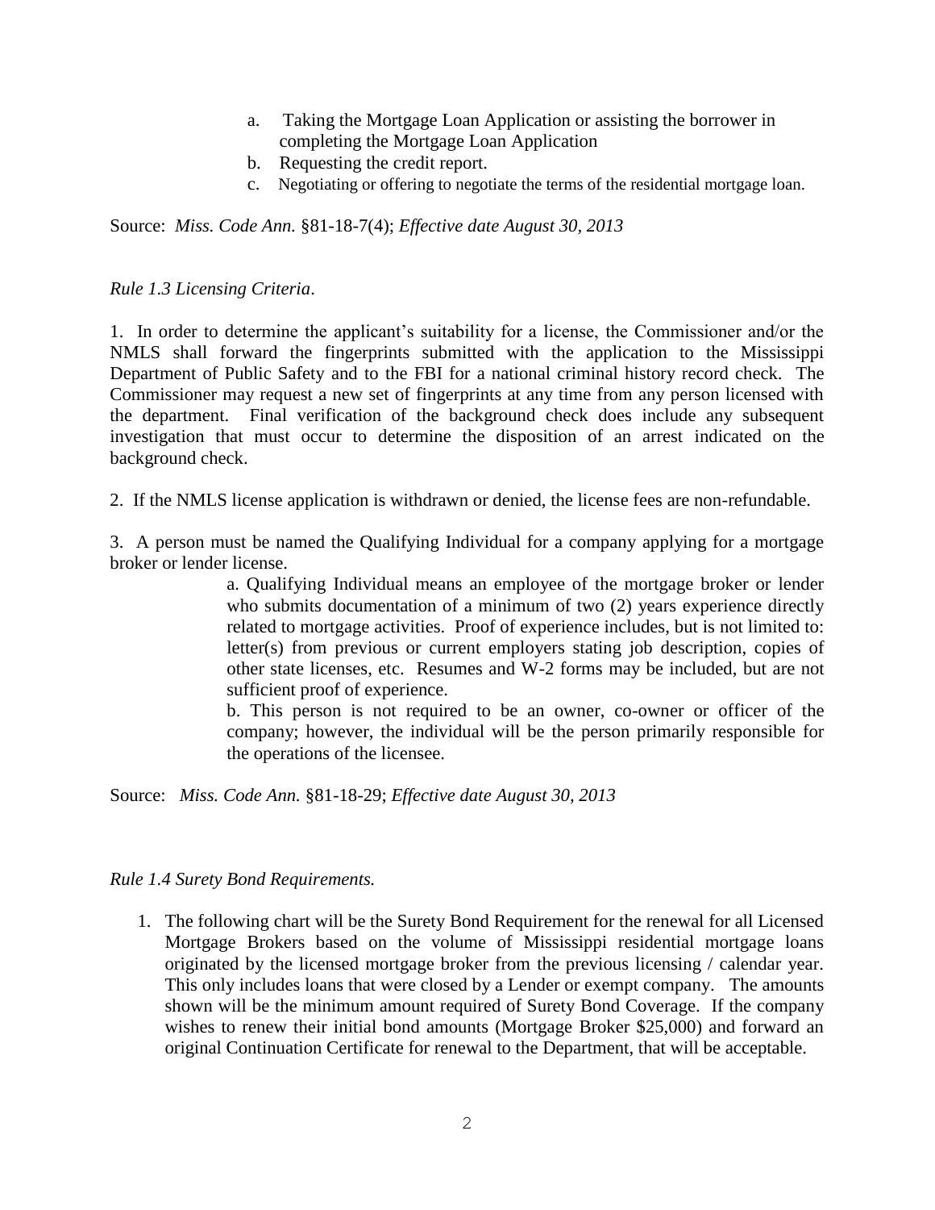a. Taking the Mortgage Loan Application or assisting the borrower in completing the Mortgage Loan Application
b. Requesting the credit report.
c. Negotiating or offering to negotiate the terms of the residential mortgage loan.

Source: *Miss. Code Ann.* §81-18-7(4); *Effective date August 30, 2013*

*Rule 1.3 Licensing Criteria*.

1. In order to determine the applicant's suitability for a license, the Commissioner and/or the NMLS shall forward the fingerprints submitted with the application to the Mississippi Department of Public Safety and to the FBI for a national criminal history record check. The Commissioner may request a new set of fingerprints at any time from any person licensed with the department. Final verification of the background check does include any subsequent investigation that must occur to determine the disposition of an arrest indicated on the background check.

2. If the NMLS license application is withdrawn or denied, the license fees are non-refundable.

3. A person must be named the Qualifying Individual for a company applying for a mortgage broker or lender license.

a. Qualifying Individual means an employee of the mortgage broker or lender who submits documentation of a minimum of two (2) years experience directly related to mortgage activities. Proof of experience includes, but is not limited to: letter(s) from previous or current employers stating job description, copies of other state licenses, etc. Resumes and W-2 forms may be included, but are not sufficient proof of experience.

b. This person is not required to be an owner, co-owner or officer of the company; however, the individual will be the person primarily responsible for the operations of the licensee.

Source: *Miss. Code Ann.* §81-18-29; *Effective date August 30, 2013*

*Rule 1.4 Surety Bond Requirements.*

1. The following chart will be the Surety Bond Requirement for the renewal for all Licensed Mortgage Brokers based on the volume of Mississippi residential mortgage loans originated by the licensed mortgage broker from the previous licensing / calendar year. This only includes loans that were closed by a Lender or exempt company. The amounts shown will be the minimum amount required of Surety Bond Coverage. If the company wishes to renew their initial bond amounts (Mortgage Broker $25,000) and forward an original Continuation Certificate for renewal to the Department, that will be acceptable.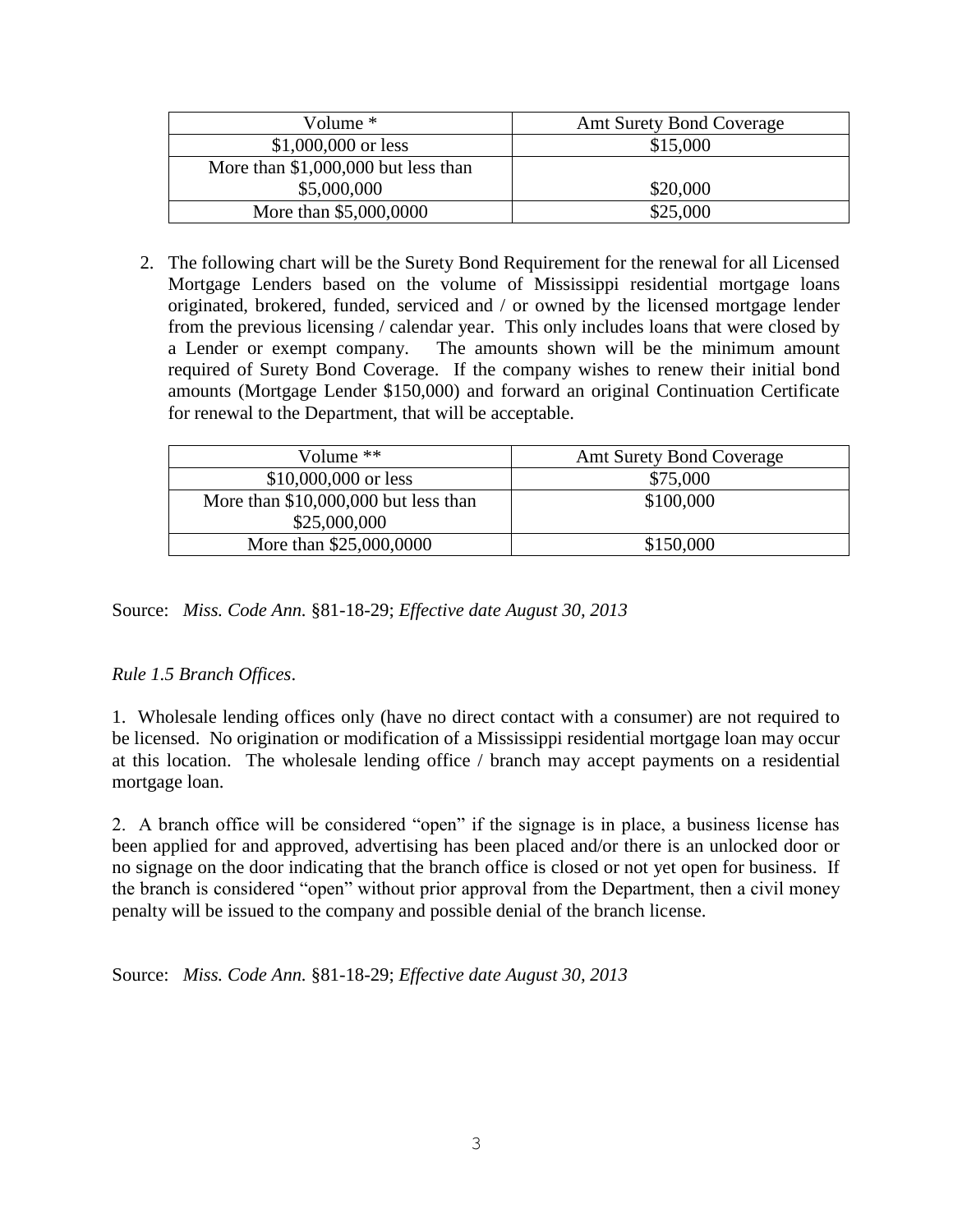| Volume * | Amt Surety Bond Coverage |
| --- | --- |
| $1,000,000 or less | $15,000 |
| More than $1,000,000 but less than $5,000,000 | $20,000 |
| More than $5,000,0000 | $25,000 |

2. The following chart will be the Surety Bond Requirement for the renewal for all Licensed Mortgage Lenders based on the volume of Mississippi residential mortgage loans originated, brokered, funded, serviced and / or owned by the licensed mortgage lender from the previous licensing / calendar year. This only includes loans that were closed by a Lender or exempt company. The amounts shown will be the minimum amount required of Surety Bond Coverage. If the company wishes to renew their initial bond amounts (Mortgage Lender $150,000) and forward an original Continuation Certificate for renewal to the Department, that will be acceptable.

| Volume ** | Amt Surety Bond Coverage |
| --- | --- |
| $10,000,000 or less | $75,000 |
| More than $10,000,000 but less than $25,000,000 | $100,000 |
| More than $25,000,0000 | $150,000 |

Source: *Miss. Code Ann.* §81-18-29; *Effective date August 30, 2013*

*Rule 1.5 Branch Offices*.

1. Wholesale lending offices only (have no direct contact with a consumer) are not required to be licensed. No origination or modification of a Mississippi residential mortgage loan may occur at this location. The wholesale lending office / branch may accept payments on a residential mortgage loan.

2. A branch office will be considered "open" if the signage is in place, a business license has been applied for and approved, advertising has been placed and/or there is an unlocked door or no signage on the door indicating that the branch office is closed or not yet open for business. If the branch is considered "open" without prior approval from the Department, then a civil money penalty will be issued to the company and possible denial of the branch license.

Source: *Miss. Code Ann.* §81-18-29; *Effective date August 30, 2013*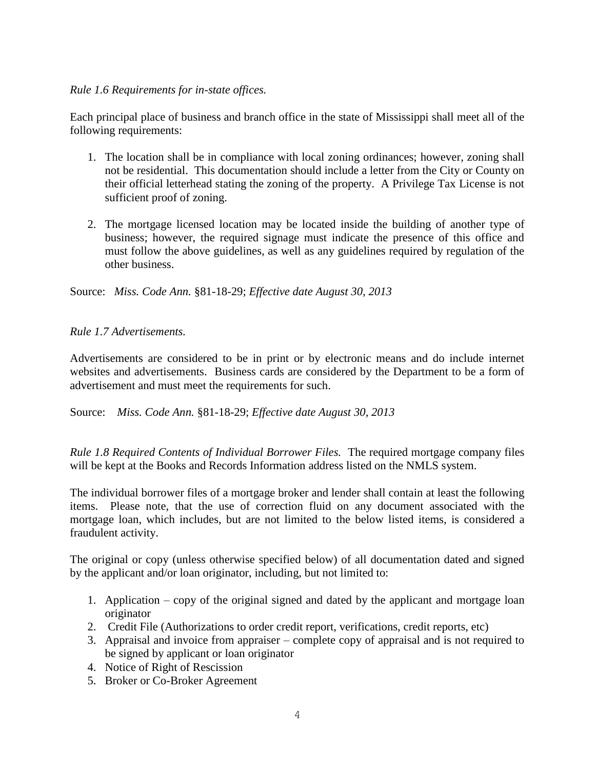*Rule 1.6 Requirements for in-state offices.*

Each principal place of business and branch office in the state of Mississippi shall meet all of the following requirements:

1. The location shall be in compliance with local zoning ordinances; however, zoning shall not be residential. This documentation should include a letter from the City or County on their official letterhead stating the zoning of the property. A Privilege Tax License is not sufficient proof of zoning.

2. The mortgage licensed location may be located inside the building of another type of business; however, the required signage must indicate the presence of this office and must follow the above guidelines, as well as any guidelines required by regulation of the other business.

Source: *Miss. Code Ann.* §81-18-29; *Effective date August 30, 2013*

*Rule 1.7 Advertisements.*

Advertisements are considered to be in print or by electronic means and do include internet websites and advertisements. Business cards are considered by the Department to be a form of advertisement and must meet the requirements for such.

Source: *Miss. Code Ann.* §81-18-29; *Effective date August 30, 2013*

*Rule 1.8 Required Contents of Individual Borrower Files.* The required mortgage company files will be kept at the Books and Records Information address listed on the NMLS system.

The individual borrower files of a mortgage broker and lender shall contain at least the following items. Please note, that the use of correction fluid on any document associated with the mortgage loan, which includes, but are not limited to the below listed items, is considered a fraudulent activity.

The original or copy (unless otherwise specified below) of all documentation dated and signed by the applicant and/or loan originator, including, but not limited to:

1. Application – copy of the original signed and dated by the applicant and mortgage loan originator
2. Credit File (Authorizations to order credit report, verifications, credit reports, etc)
3. Appraisal and invoice from appraiser – complete copy of appraisal and is not required to be signed by applicant or loan originator
4. Notice of Right of Rescission
5. Broker or Co-Broker Agreement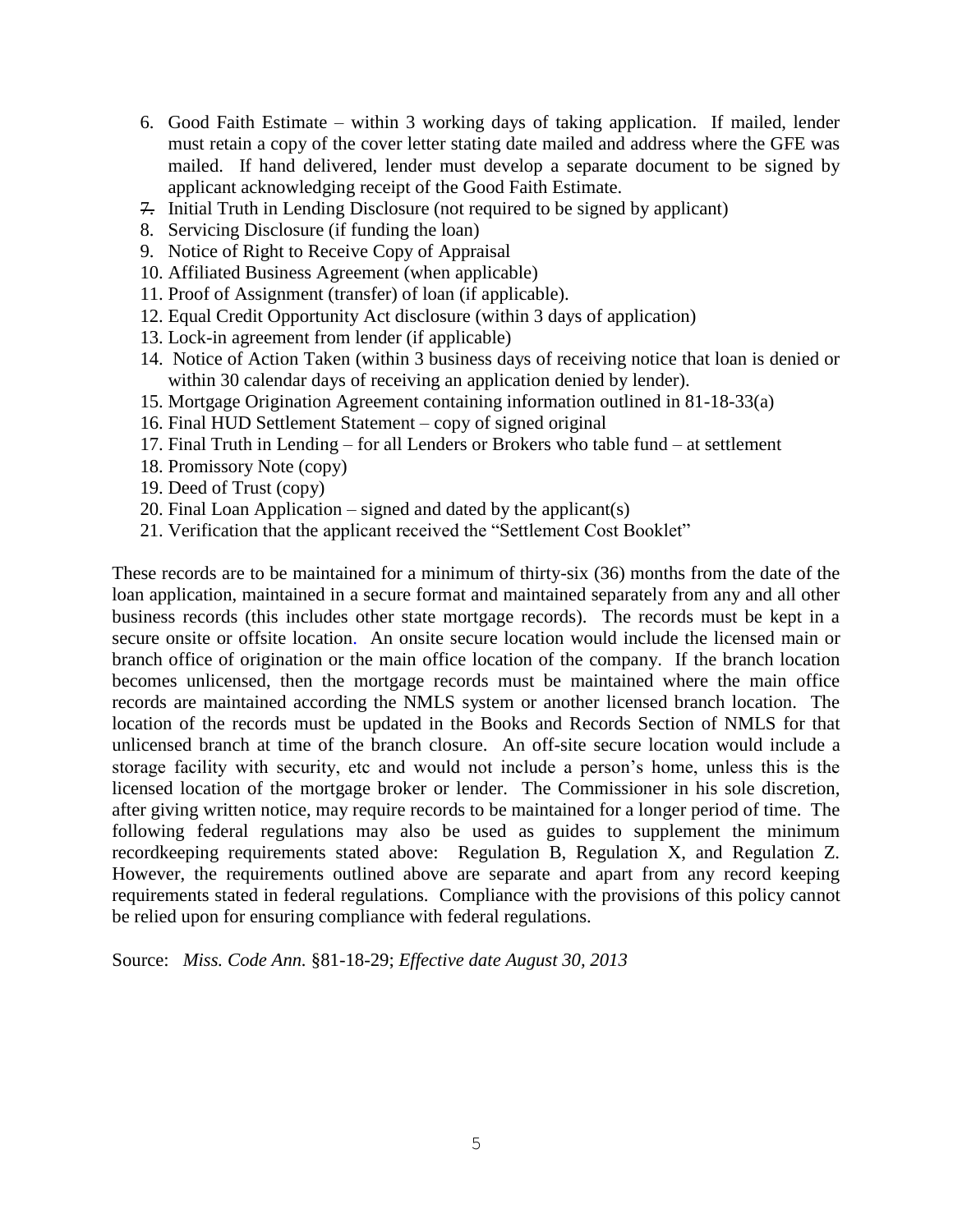6. Good Faith Estimate – within 3 working days of taking application. If mailed, lender must retain a copy of the cover letter stating date mailed and address where the GFE was mailed. If hand delivered, lender must develop a separate document to be signed by applicant acknowledging receipt of the Good Faith Estimate.
7. Initial Truth in Lending Disclosure (not required to be signed by applicant)
8. Servicing Disclosure (if funding the loan)
9. Notice of Right to Receive Copy of Appraisal
10. Affiliated Business Agreement (when applicable)
11. Proof of Assignment (transfer) of loan (if applicable).
12. Equal Credit Opportunity Act disclosure (within 3 days of application)
13. Lock-in agreement from lender (if applicable)
14. Notice of Action Taken (within 3 business days of receiving notice that loan is denied or within 30 calendar days of receiving an application denied by lender).
15. Mortgage Origination Agreement containing information outlined in 81-18-33(a)
16. Final HUD Settlement Statement – copy of signed original
17. Final Truth in Lending – for all Lenders or Brokers who table fund – at settlement
18. Promissory Note (copy)
19. Deed of Trust (copy)
20. Final Loan Application – signed and dated by the applicant(s)
21. Verification that the applicant received the "Settlement Cost Booklet"

These records are to be maintained for a minimum of thirty-six (36) months from the date of the loan application, maintained in a secure format and maintained separately from any and all other business records (this includes other state mortgage records). The records must be kept in a secure onsite or offsite location. An onsite secure location would include the licensed main or branch office of origination or the main office location of the company. If the branch location becomes unlicensed, then the mortgage records must be maintained where the main office records are maintained according the NMLS system or another licensed branch location. The location of the records must be updated in the Books and Records Section of NMLS for that unlicensed branch at time of the branch closure. An off-site secure location would include a storage facility with security, etc and would not include a person's home, unless this is the licensed location of the mortgage broker or lender. The Commissioner in his sole discretion, after giving written notice, may require records to be maintained for a longer period of time. The following federal regulations may also be used as guides to supplement the minimum recordkeeping requirements stated above: Regulation B, Regulation X, and Regulation Z. However, the requirements outlined above are separate and apart from any record keeping requirements stated in federal regulations. Compliance with the provisions of this policy cannot be relied upon for ensuring compliance with federal regulations.

Source: *Miss. Code Ann.* §81-18-29; *Effective date August 30, 2013*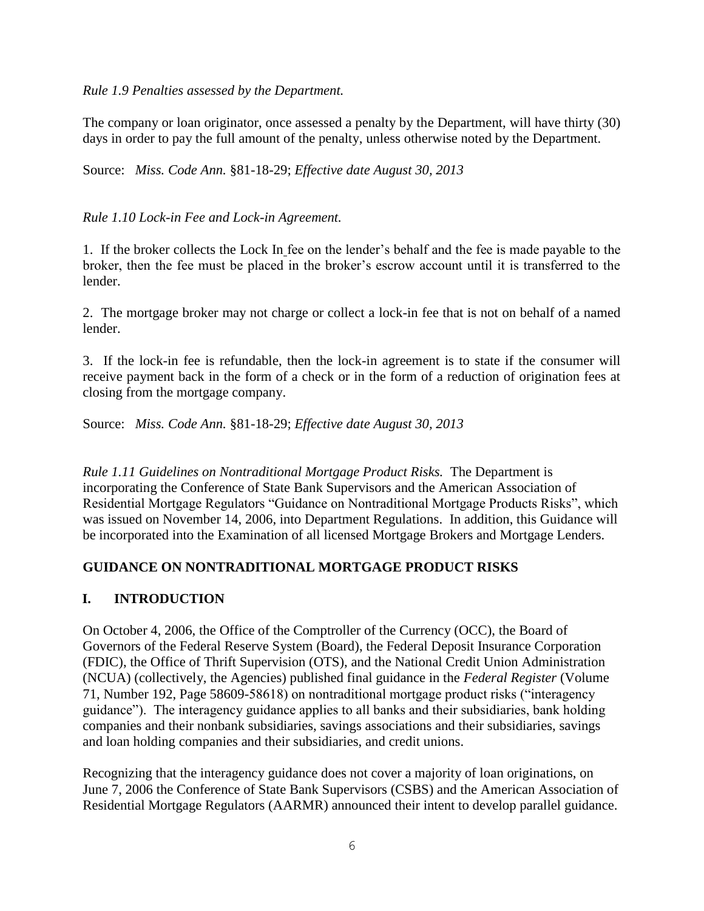*Rule 1.9 Penalties assessed by the Department.*

The company or loan originator, once assessed a penalty by the Department, will have thirty (30) days in order to pay the full amount of the penalty, unless otherwise noted by the Department.

Source: *Miss. Code Ann.* §81-18-29; *Effective date August 30, 2013*

*Rule 1.10 Lock-in Fee and Lock-in Agreement.*

1. If the broker collects the Lock In fee on the lender's behalf and the fee is made payable to the broker, then the fee must be placed in the broker's escrow account until it is transferred to the lender.

2. The mortgage broker may not charge or collect a lock-in fee that is not on behalf of a named lender.

3. If the lock-in fee is refundable, then the lock-in agreement is to state if the consumer will receive payment back in the form of a check or in the form of a reduction of origination fees at closing from the mortgage company.

Source: *Miss. Code Ann.* §81-18-29; *Effective date August 30, 2013*

*Rule 1.11 Guidelines on Nontraditional Mortgage Product Risks.* The Department is incorporating the Conference of State Bank Supervisors and the American Association of Residential Mortgage Regulators "Guidance on Nontraditional Mortgage Products Risks", which was issued on November 14, 2006, into Department Regulations. In addition, this Guidance will be incorporated into the Examination of all licensed Mortgage Brokers and Mortgage Lenders.

## GUIDANCE ON NONTRADITIONAL MORTGAGE PRODUCT RISKS

## I. INTRODUCTION

On October 4, 2006, the Office of the Comptroller of the Currency (OCC), the Board of Governors of the Federal Reserve System (Board), the Federal Deposit Insurance Corporation (FDIC), the Office of Thrift Supervision (OTS), and the National Credit Union Administration (NCUA) (collectively, the Agencies) published final guidance in the *Federal Register* (Volume 71, Number 192, Page 58609-58618) on nontraditional mortgage product risks ("interagency guidance"). The interagency guidance applies to all banks and their subsidiaries, bank holding companies and their nonbank subsidiaries, savings associations and their subsidiaries, savings and loan holding companies and their subsidiaries, and credit unions.

Recognizing that the interagency guidance does not cover a majority of loan originations, on June 7, 2006 the Conference of State Bank Supervisors (CSBS) and the American Association of Residential Mortgage Regulators (AARMR) announced their intent to develop parallel guidance.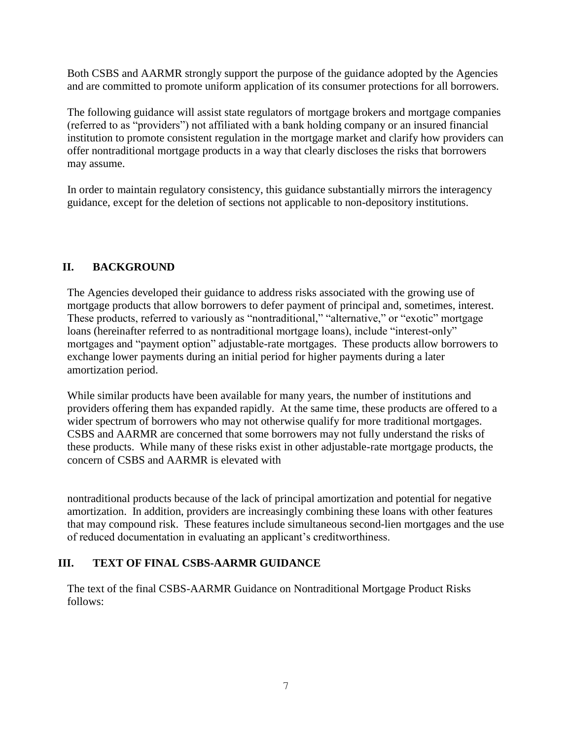Both CSBS and AARMR strongly support the purpose of the guidance adopted by the Agencies and are committed to promote uniform application of its consumer protections for all borrowers.

The following guidance will assist state regulators of mortgage brokers and mortgage companies (referred to as "providers") not affiliated with a bank holding company or an insured financial institution to promote consistent regulation in the mortgage market and clarify how providers can offer nontraditional mortgage products in a way that clearly discloses the risks that borrowers may assume.

In order to maintain regulatory consistency, this guidance substantially mirrors the interagency guidance, except for the deletion of sections not applicable to non-depository institutions.

## II. BACKGROUND

The Agencies developed their guidance to address risks associated with the growing use of mortgage products that allow borrowers to defer payment of principal and, sometimes, interest. These products, referred to variously as "nontraditional," "alternative," or "exotic" mortgage loans (hereinafter referred to as nontraditional mortgage loans), include "interest-only" mortgages and "payment option" adjustable-rate mortgages. These products allow borrowers to exchange lower payments during an initial period for higher payments during a later amortization period.

While similar products have been available for many years, the number of institutions and providers offering them has expanded rapidly. At the same time, these products are offered to a wider spectrum of borrowers who may not otherwise qualify for more traditional mortgages. CSBS and AARMR are concerned that some borrowers may not fully understand the risks of these products. While many of these risks exist in other adjustable-rate mortgage products, the concern of CSBS and AARMR is elevated with nontraditional products because of the lack of principal amortization and potential for negative amortization. In addition, providers are increasingly combining these loans with other features that may compound risk. These features include simultaneous second-lien mortgages and the use of reduced documentation in evaluating an applicant's creditworthiness.

## III. TEXT OF FINAL CSBS-AARMR GUIDANCE

The text of the final CSBS-AARMR Guidance on Nontraditional Mortgage Product Risks follows: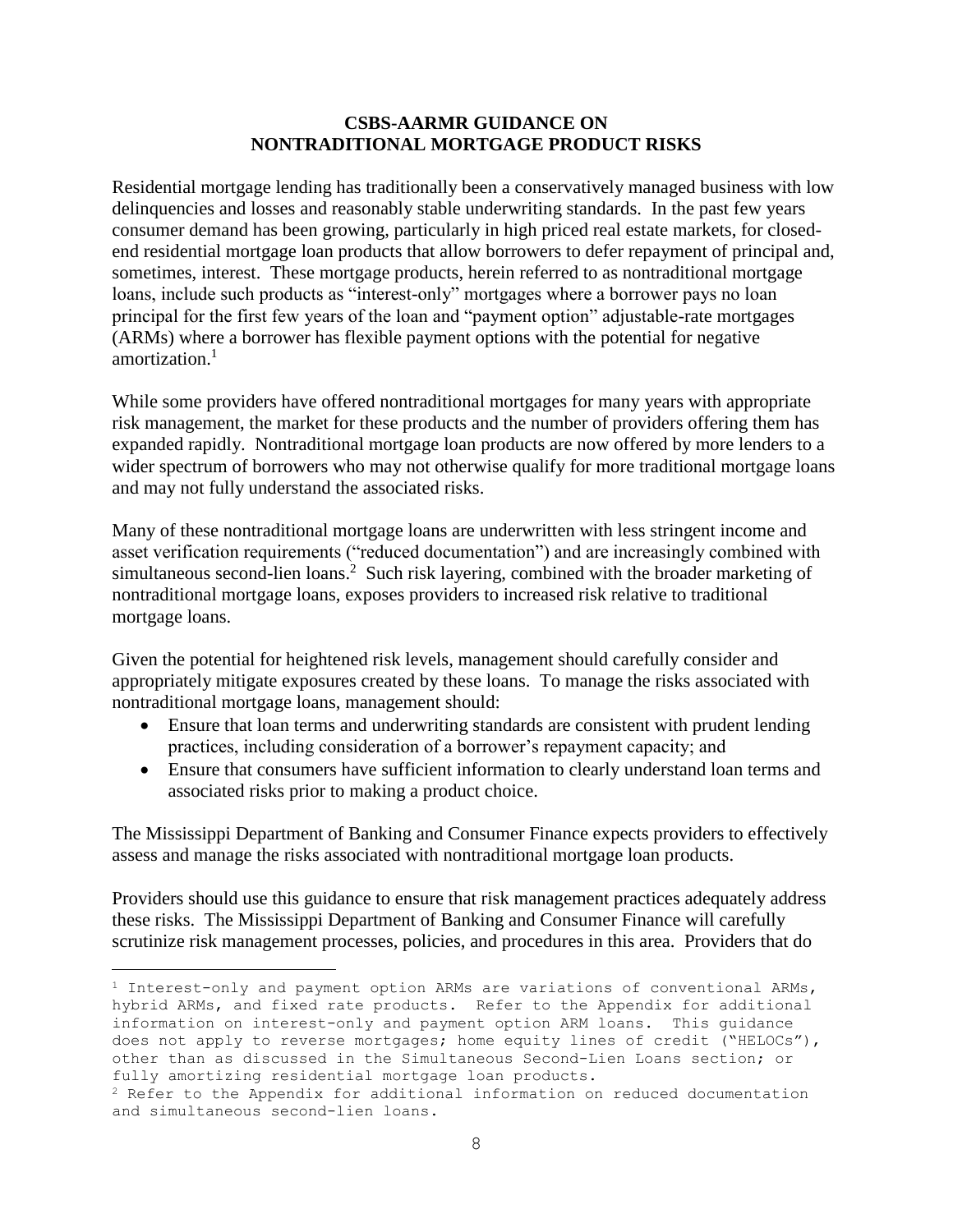## CSBS-AARMR GUIDANCE ON NONTRADITIONAL MORTGAGE PRODUCT RISKS

Residential mortgage lending has traditionally been a conservatively managed business with low delinquencies and losses and reasonably stable underwriting standards. In the past few years consumer demand has been growing, particularly in high priced real estate markets, for closed-end residential mortgage loan products that allow borrowers to defer repayment of principal and, sometimes, interest. These mortgage products, herein referred to as nontraditional mortgage loans, include such products as "interest-only" mortgages where a borrower pays no loan principal for the first few years of the loan and "payment option" adjustable-rate mortgages (ARMs) where a borrower has flexible payment options with the potential for negative amortization.[1]

While some providers have offered nontraditional mortgages for many years with appropriate risk management, the market for these products and the number of providers offering them has expanded rapidly. Nontraditional mortgage loan products are now offered by more lenders to a wider spectrum of borrowers who may not otherwise qualify for more traditional mortgage loans and may not fully understand the associated risks.

Many of these nontraditional mortgage loans are underwritten with less stringent income and asset verification requirements ("reduced documentation") and are increasingly combined with simultaneous second-lien loans.[2] Such risk layering, combined with the broader marketing of nontraditional mortgage loans, exposes providers to increased risk relative to traditional mortgage loans.

Given the potential for heightened risk levels, management should carefully consider and appropriately mitigate exposures created by these loans. To manage the risks associated with nontraditional mortgage loans, management should:

- Ensure that loan terms and underwriting standards are consistent with prudent lending practices, including consideration of a borrower's repayment capacity; and
- Ensure that consumers have sufficient information to clearly understand loan terms and associated risks prior to making a product choice.

The Mississippi Department of Banking and Consumer Finance expects providers to effectively assess and manage the risks associated with nontraditional mortgage loan products.

Providers should use this guidance to ensure that risk management practices adequately address these risks. The Mississippi Department of Banking and Consumer Finance will carefully scrutinize risk management processes, policies, and procedures in this area. Providers that do

---

[1] Interest-only and payment option ARMs are variations of conventional ARMs, hybrid ARMs, and fixed rate products. Refer to the Appendix for additional information on interest-only and payment option ARM loans. This guidance does not apply to reverse mortgages; home equity lines of credit ("HELOCs"), other than as discussed in the Simultaneous Second-Lien Loans section; or fully amortizing residential mortgage loan products.

[2] Refer to the Appendix for additional information on reduced documentation and simultaneous second-lien loans.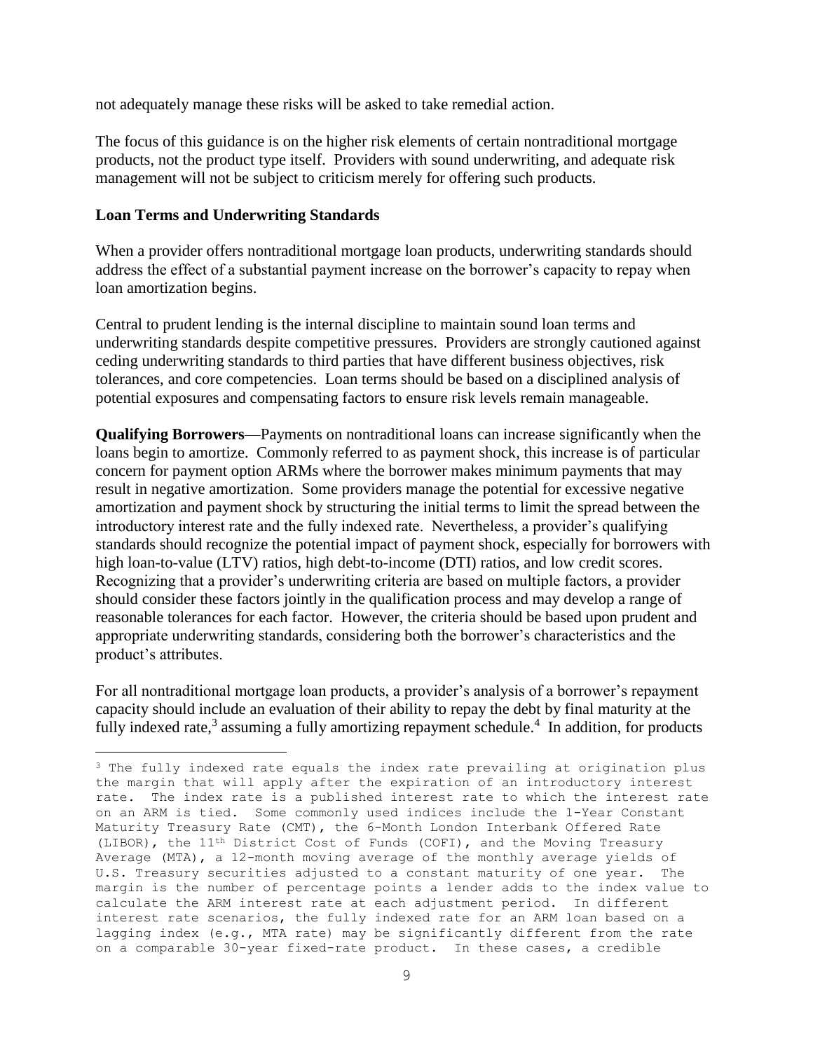not adequately manage these risks will be asked to take remedial action.

The focus of this guidance is on the higher risk elements of certain nontraditional mortgage products, not the product type itself. Providers with sound underwriting, and adequate risk management will not be subject to criticism merely for offering such products.

### Loan Terms and Underwriting Standards

When a provider offers nontraditional mortgage loan products, underwriting standards should address the effect of a substantial payment increase on the borrower's capacity to repay when loan amortization begins.

Central to prudent lending is the internal discipline to maintain sound loan terms and underwriting standards despite competitive pressures. Providers are strongly cautioned against ceding underwriting standards to third parties that have different business objectives, risk tolerances, and core competencies. Loan terms should be based on a disciplined analysis of potential exposures and compensating factors to ensure risk levels remain manageable.

**Qualifying Borrowers**—Payments on nontraditional loans can increase significantly when the loans begin to amortize. Commonly referred to as payment shock, this increase is of particular concern for payment option ARMs where the borrower makes minimum payments that may result in negative amortization. Some providers manage the potential for excessive negative amortization and payment shock by structuring the initial terms to limit the spread between the introductory interest rate and the fully indexed rate. Nevertheless, a provider's qualifying standards should recognize the potential impact of payment shock, especially for borrowers with high loan-to-value (LTV) ratios, high debt-to-income (DTI) ratios, and low credit scores. Recognizing that a provider's underwriting criteria are based on multiple factors, a provider should consider these factors jointly in the qualification process and may develop a range of reasonable tolerances for each factor. However, the criteria should be based upon prudent and appropriate underwriting standards, considering both the borrower's characteristics and the product's attributes.

For all nontraditional mortgage loan products, a provider's analysis of a borrower's repayment capacity should include an evaluation of their ability to repay the debt by final maturity at the fully indexed rate,[3] assuming a fully amortizing repayment schedule.[4] In addition, for products

---

[3] The fully indexed rate equals the index rate prevailing at origination plus the margin that will apply after the expiration of an introductory interest rate. The index rate is a published interest rate to which the interest rate on an ARM is tied. Some commonly used indices include the 1-Year Constant Maturity Treasury Rate (CMT), the 6-Month London Interbank Offered Rate (LIBOR), the 11th District Cost of Funds (COFI), and the Moving Treasury Average (MTA), a 12-month moving average of the monthly average yields of U.S. Treasury securities adjusted to a constant maturity of one year. The margin is the number of percentage points a lender adds to the index value to calculate the ARM interest rate at each adjustment period. In different interest rate scenarios, the fully indexed rate for an ARM loan based on a lagging index (e.g., MTA rate) may be significantly different from the rate on a comparable 30-year fixed-rate product. In these cases, a credible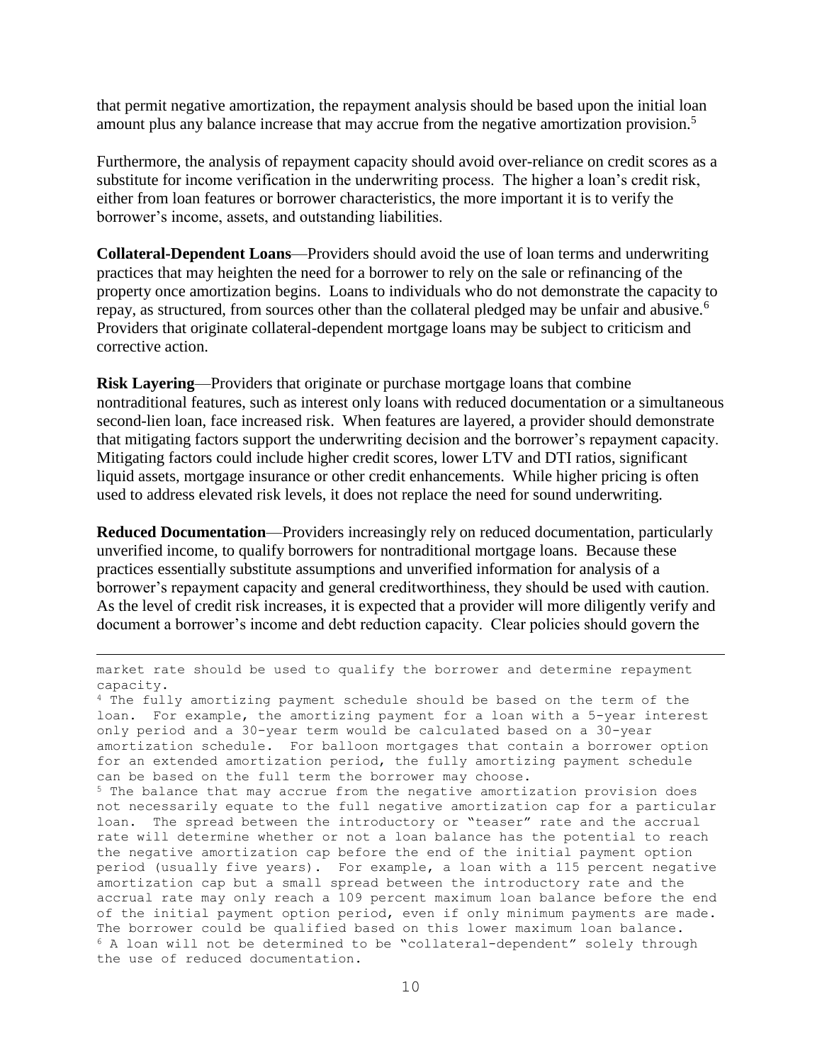that permit negative amortization, the repayment analysis should be based upon the initial loan amount plus any balance increase that may accrue from the negative amortization provision.[5]

Furthermore, the analysis of repayment capacity should avoid over-reliance on credit scores as a substitute for income verification in the underwriting process. The higher a loan's credit risk, either from loan features or borrower characteristics, the more important it is to verify the borrower's income, assets, and outstanding liabilities.

**Collateral-Dependent Loans**—Providers should avoid the use of loan terms and underwriting practices that may heighten the need for a borrower to rely on the sale or refinancing of the property once amortization begins. Loans to individuals who do not demonstrate the capacity to repay, as structured, from sources other than the collateral pledged may be unfair and abusive.[6] Providers that originate collateral-dependent mortgage loans may be subject to criticism and corrective action.

**Risk Layering**—Providers that originate or purchase mortgage loans that combine nontraditional features, such as interest only loans with reduced documentation or a simultaneous second-lien loan, face increased risk. When features are layered, a provider should demonstrate that mitigating factors support the underwriting decision and the borrower's repayment capacity. Mitigating factors could include higher credit scores, lower LTV and DTI ratios, significant liquid assets, mortgage insurance or other credit enhancements. While higher pricing is often used to address elevated risk levels, it does not replace the need for sound underwriting.

**Reduced Documentation**—Providers increasingly rely on reduced documentation, particularly unverified income, to qualify borrowers for nontraditional mortgage loans. Because these practices essentially substitute assumptions and unverified information for analysis of a borrower's repayment capacity and general creditworthiness, they should be used with caution. As the level of credit risk increases, it is expected that a provider will more diligently verify and document a borrower's income and debt reduction capacity. Clear policies should govern the

---

market rate should be used to qualify the borrower and determine repayment capacity.

[4] The fully amortizing payment schedule should be based on the term of the loan. For example, the amortizing payment for a loan with a 5-year interest only period and a 30-year term would be calculated based on a 30-year amortization schedule. For balloon mortgages that contain a borrower option for an extended amortization period, the fully amortizing payment schedule can be based on the full term the borrower may choose.

[5] The balance that may accrue from the negative amortization provision does not necessarily equate to the full negative amortization cap for a particular loan. The spread between the introductory or "teaser" rate and the accrual rate will determine whether or not a loan balance has the potential to reach the negative amortization cap before the end of the initial payment option period (usually five years). For example, a loan with a 115 percent negative amortization cap but a small spread between the introductory rate and the accrual rate may only reach a 109 percent maximum loan balance before the end of the initial payment option period, even if only minimum payments are made. The borrower could be qualified based on this lower maximum loan balance.

[6] A loan will not be determined to be "collateral-dependent" solely through the use of reduced documentation.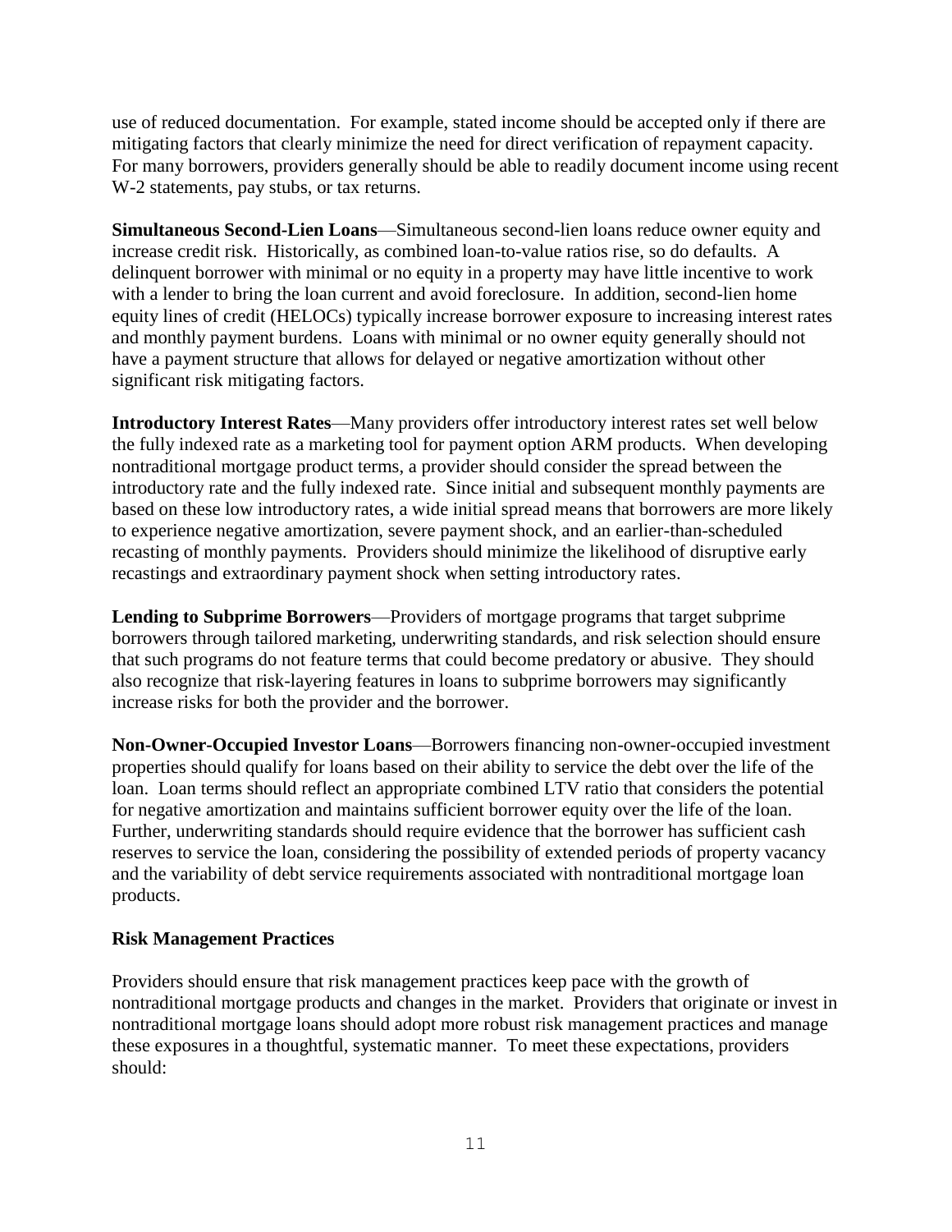use of reduced documentation. For example, stated income should be accepted only if there are mitigating factors that clearly minimize the need for direct verification of repayment capacity. For many borrowers, providers generally should be able to readily document income using recent W-2 statements, pay stubs, or tax returns.

**Simultaneous Second-Lien Loans**—Simultaneous second-lien loans reduce owner equity and increase credit risk. Historically, as combined loan-to-value ratios rise, so do defaults. A delinquent borrower with minimal or no equity in a property may have little incentive to work with a lender to bring the loan current and avoid foreclosure. In addition, second-lien home equity lines of credit (HELOCs) typically increase borrower exposure to increasing interest rates and monthly payment burdens. Loans with minimal or no owner equity generally should not have a payment structure that allows for delayed or negative amortization without other significant risk mitigating factors.

**Introductory Interest Rates**—Many providers offer introductory interest rates set well below the fully indexed rate as a marketing tool for payment option ARM products. When developing nontraditional mortgage product terms, a provider should consider the spread between the introductory rate and the fully indexed rate. Since initial and subsequent monthly payments are based on these low introductory rates, a wide initial spread means that borrowers are more likely to experience negative amortization, severe payment shock, and an earlier-than-scheduled recasting of monthly payments. Providers should minimize the likelihood of disruptive early recastings and extraordinary payment shock when setting introductory rates.

**Lending to Subprime Borrowers**—Providers of mortgage programs that target subprime borrowers through tailored marketing, underwriting standards, and risk selection should ensure that such programs do not feature terms that could become predatory or abusive. They should also recognize that risk-layering features in loans to subprime borrowers may significantly increase risks for both the provider and the borrower.

**Non-Owner-Occupied Investor Loans**—Borrowers financing non-owner-occupied investment properties should qualify for loans based on their ability to service the debt over the life of the loan. Loan terms should reflect an appropriate combined LTV ratio that considers the potential for negative amortization and maintains sufficient borrower equity over the life of the loan. Further, underwriting standards should require evidence that the borrower has sufficient cash reserves to service the loan, considering the possibility of extended periods of property vacancy and the variability of debt service requirements associated with nontraditional mortgage loan products.

**Risk Management Practices**

Providers should ensure that risk management practices keep pace with the growth of nontraditional mortgage products and changes in the market. Providers that originate or invest in nontraditional mortgage loans should adopt more robust risk management practices and manage these exposures in a thoughtful, systematic manner. To meet these expectations, providers should: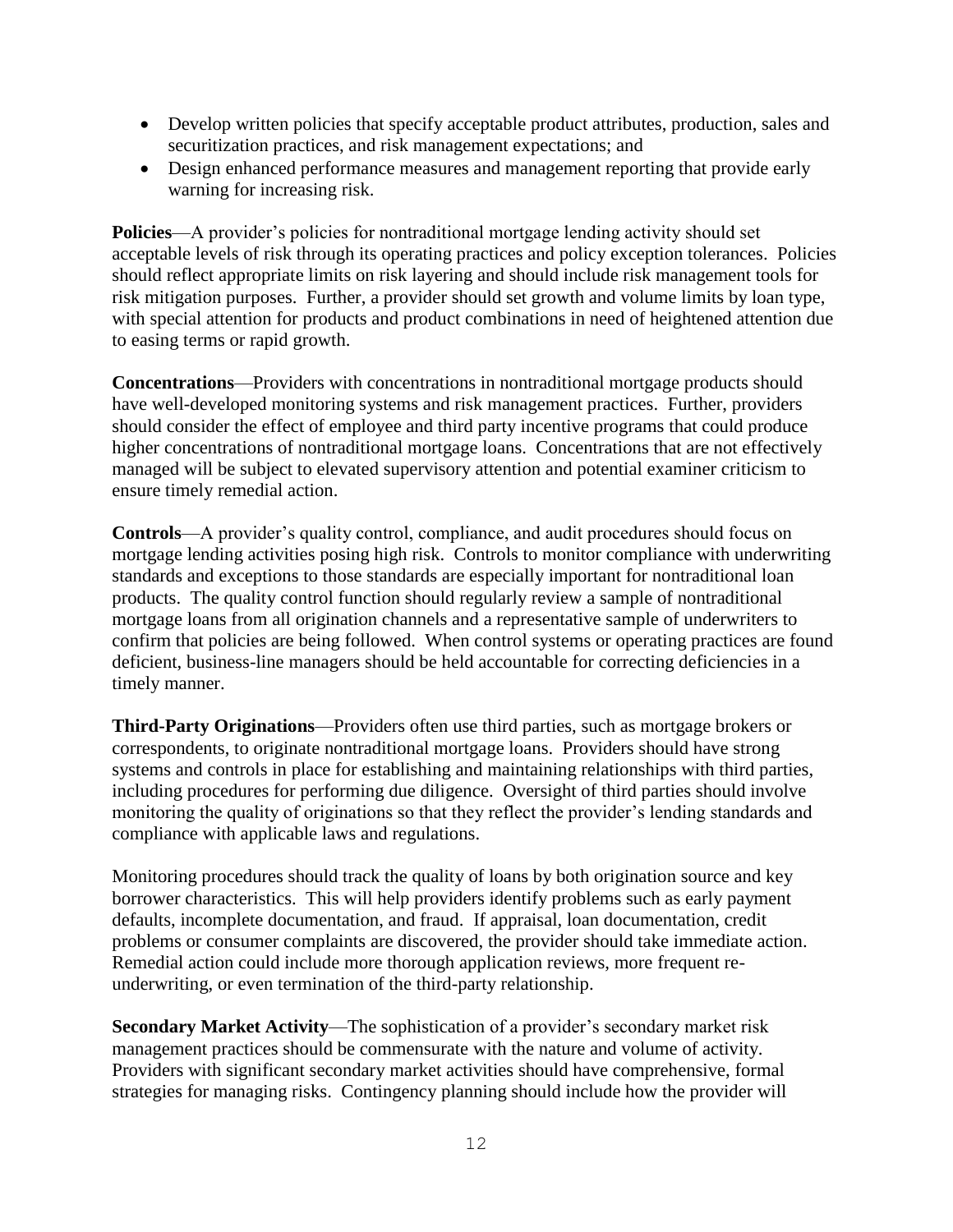- Develop written policies that specify acceptable product attributes, production, sales and securitization practices, and risk management expectations; and
- Design enhanced performance measures and management reporting that provide early warning for increasing risk.

**Policies**—A provider's policies for nontraditional mortgage lending activity should set acceptable levels of risk through its operating practices and policy exception tolerances. Policies should reflect appropriate limits on risk layering and should include risk management tools for risk mitigation purposes. Further, a provider should set growth and volume limits by loan type, with special attention for products and product combinations in need of heightened attention due to easing terms or rapid growth.

**Concentrations**—Providers with concentrations in nontraditional mortgage products should have well-developed monitoring systems and risk management practices. Further, providers should consider the effect of employee and third party incentive programs that could produce higher concentrations of nontraditional mortgage loans. Concentrations that are not effectively managed will be subject to elevated supervisory attention and potential examiner criticism to ensure timely remedial action.

**Controls**—A provider's quality control, compliance, and audit procedures should focus on mortgage lending activities posing high risk. Controls to monitor compliance with underwriting standards and exceptions to those standards are especially important for nontraditional loan products. The quality control function should regularly review a sample of nontraditional mortgage loans from all origination channels and a representative sample of underwriters to confirm that policies are being followed. When control systems or operating practices are found deficient, business-line managers should be held accountable for correcting deficiencies in a timely manner.

**Third-Party Originations**—Providers often use third parties, such as mortgage brokers or correspondents, to originate nontraditional mortgage loans. Providers should have strong systems and controls in place for establishing and maintaining relationships with third parties, including procedures for performing due diligence. Oversight of third parties should involve monitoring the quality of originations so that they reflect the provider's lending standards and compliance with applicable laws and regulations.

Monitoring procedures should track the quality of loans by both origination source and key borrower characteristics. This will help providers identify problems such as early payment defaults, incomplete documentation, and fraud. If appraisal, loan documentation, credit problems or consumer complaints are discovered, the provider should take immediate action. Remedial action could include more thorough application reviews, more frequent re-underwriting, or even termination of the third-party relationship.

**Secondary Market Activity**—The sophistication of a provider's secondary market risk management practices should be commensurate with the nature and volume of activity. Providers with significant secondary market activities should have comprehensive, formal strategies for managing risks. Contingency planning should include how the provider will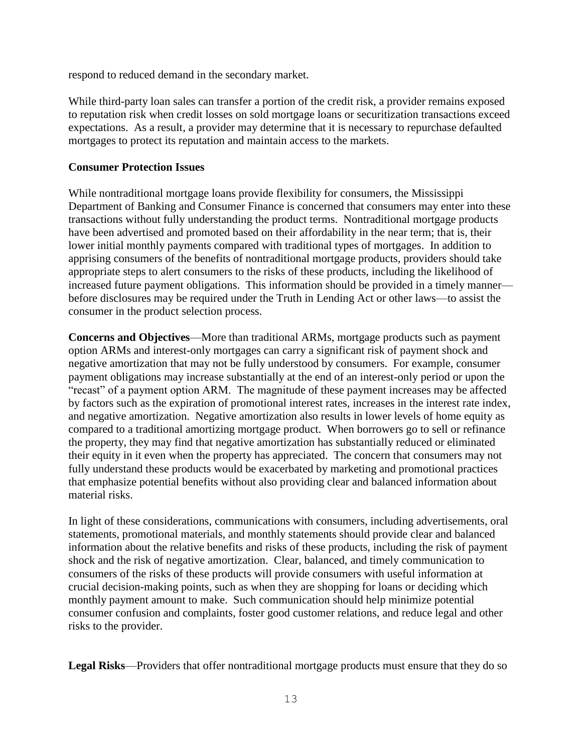respond to reduced demand in the secondary market.

While third-party loan sales can transfer a portion of the credit risk, a provider remains exposed to reputation risk when credit losses on sold mortgage loans or securitization transactions exceed expectations. As a result, a provider may determine that it is necessary to repurchase defaulted mortgages to protect its reputation and maintain access to the markets.

## Consumer Protection Issues

While nontraditional mortgage loans provide flexibility for consumers, the Mississippi Department of Banking and Consumer Finance is concerned that consumers may enter into these transactions without fully understanding the product terms. Nontraditional mortgage products have been advertised and promoted based on their affordability in the near term; that is, their lower initial monthly payments compared with traditional types of mortgages. In addition to apprising consumers of the benefits of nontraditional mortgage products, providers should take appropriate steps to alert consumers to the risks of these products, including the likelihood of increased future payment obligations. This information should be provided in a timely manner—before disclosures may be required under the Truth in Lending Act or other laws—to assist the consumer in the product selection process.

**Concerns and Objectives**—More than traditional ARMs, mortgage products such as payment option ARMs and interest-only mortgages can carry a significant risk of payment shock and negative amortization that may not be fully understood by consumers. For example, consumer payment obligations may increase substantially at the end of an interest-only period or upon the "recast" of a payment option ARM. The magnitude of these payment increases may be affected by factors such as the expiration of promotional interest rates, increases in the interest rate index, and negative amortization. Negative amortization also results in lower levels of home equity as compared to a traditional amortizing mortgage product. When borrowers go to sell or refinance the property, they may find that negative amortization has substantially reduced or eliminated their equity in it even when the property has appreciated. The concern that consumers may not fully understand these products would be exacerbated by marketing and promotional practices that emphasize potential benefits without also providing clear and balanced information about material risks.

In light of these considerations, communications with consumers, including advertisements, oral statements, promotional materials, and monthly statements should provide clear and balanced information about the relative benefits and risks of these products, including the risk of payment shock and the risk of negative amortization. Clear, balanced, and timely communication to consumers of the risks of these products will provide consumers with useful information at crucial decision-making points, such as when they are shopping for loans or deciding which monthly payment amount to make. Such communication should help minimize potential consumer confusion and complaints, foster good customer relations, and reduce legal and other risks to the provider.

**Legal Risks**—Providers that offer nontraditional mortgage products must ensure that they do so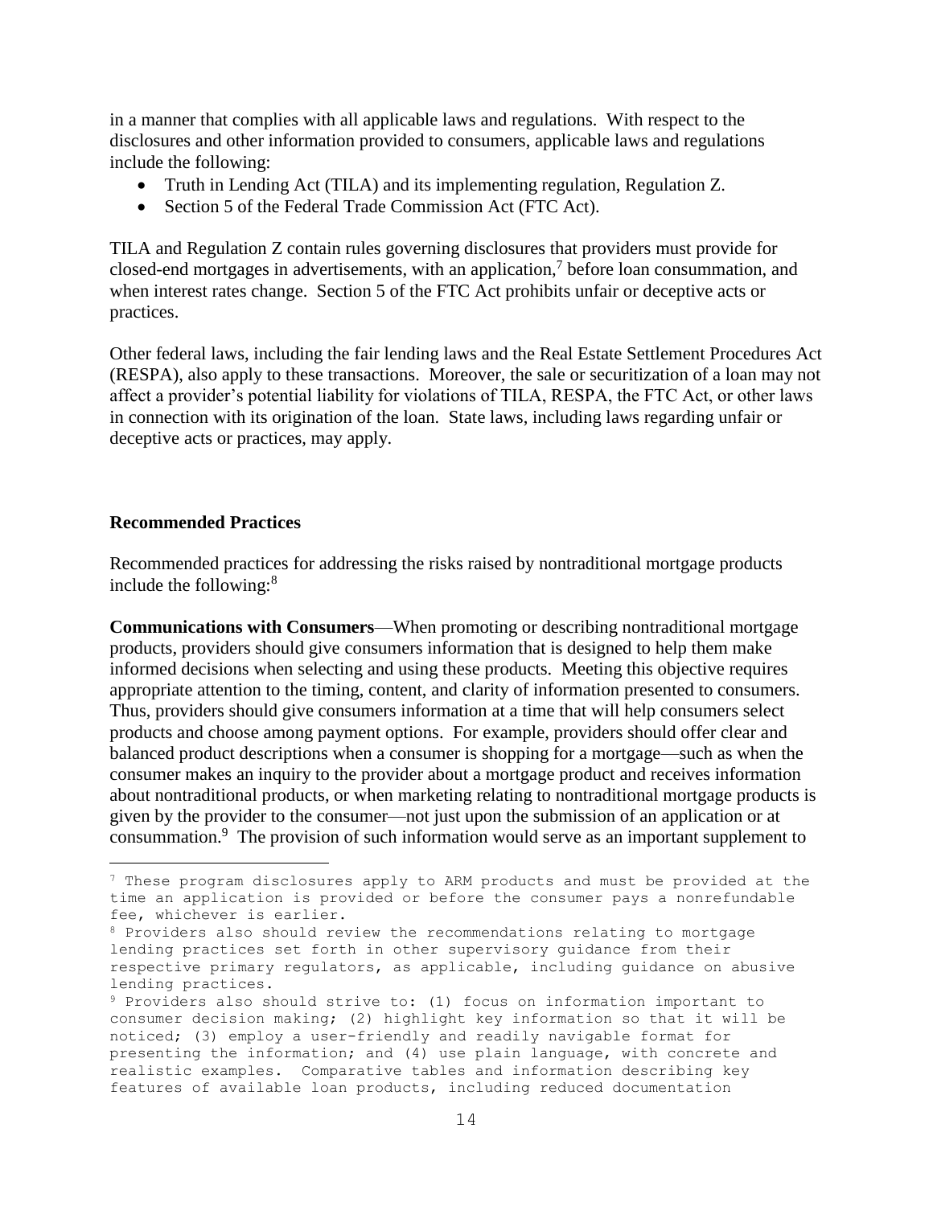in a manner that complies with all applicable laws and regulations. With respect to the disclosures and other information provided to consumers, applicable laws and regulations include the following:

- Truth in Lending Act (TILA) and its implementing regulation, Regulation Z.
- Section 5 of the Federal Trade Commission Act (FTC Act).

TILA and Regulation Z contain rules governing disclosures that providers must provide for closed-end mortgages in advertisements, with an application,[7] before loan consummation, and when interest rates change. Section 5 of the FTC Act prohibits unfair or deceptive acts or practices.

Other federal laws, including the fair lending laws and the Real Estate Settlement Procedures Act (RESPA), also apply to these transactions. Moreover, the sale or securitization of a loan may not affect a provider's potential liability for violations of TILA, RESPA, the FTC Act, or other laws in connection with its origination of the loan. State laws, including laws regarding unfair or deceptive acts or practices, may apply.

**Recommended Practices**

Recommended practices for addressing the risks raised by nontraditional mortgage products include the following:[8]

**Communications with Consumers**—When promoting or describing nontraditional mortgage products, providers should give consumers information that is designed to help them make informed decisions when selecting and using these products. Meeting this objective requires appropriate attention to the timing, content, and clarity of information presented to consumers. Thus, providers should give consumers information at a time that will help consumers select products and choose among payment options. For example, providers should offer clear and balanced product descriptions when a consumer is shopping for a mortgage—such as when the consumer makes an inquiry to the provider about a mortgage product and receives information about nontraditional products, or when marketing relating to nontraditional mortgage products is given by the provider to the consumer—not just upon the submission of an application or at consummation.[9] The provision of such information would serve as an important supplement to

---

[7] These program disclosures apply to ARM products and must be provided at the time an application is provided or before the consumer pays a nonrefundable fee, whichever is earlier.

[8] Providers also should review the recommendations relating to mortgage lending practices set forth in other supervisory guidance from their respective primary regulators, as applicable, including guidance on abusive lending practices.

[9] Providers also should strive to: (1) focus on information important to consumer decision making; (2) highlight key information so that it will be noticed; (3) employ a user-friendly and readily navigable format for presenting the information; and (4) use plain language, with concrete and realistic examples. Comparative tables and information describing key features of available loan products, including reduced documentation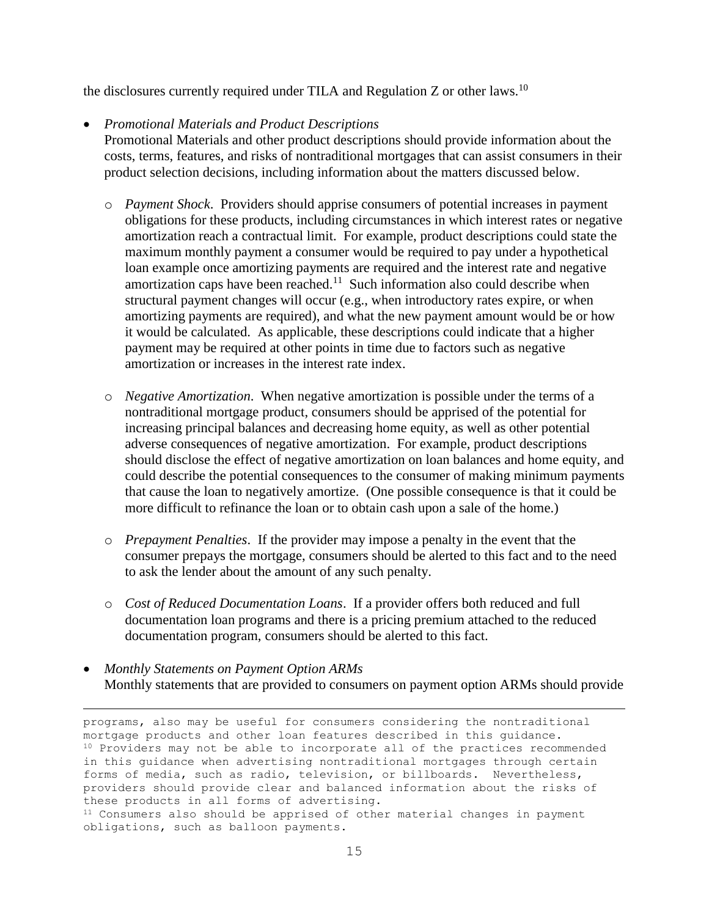the disclosures currently required under TILA and Regulation Z or other laws.[10]

- *Promotional Materials and Product Descriptions*
  Promotional Materials and other product descriptions should provide information about the costs, terms, features, and risks of nontraditional mortgages that can assist consumers in their product selection decisions, including information about the matters discussed below.

  - *Payment Shock*. Providers should apprise consumers of potential increases in payment obligations for these products, including circumstances in which interest rates or negative amortization reach a contractual limit. For example, product descriptions could state the maximum monthly payment a consumer would be required to pay under a hypothetical loan example once amortizing payments are required and the interest rate and negative amortization caps have been reached.[11] Such information also could describe when structural payment changes will occur (e.g., when introductory rates expire, or when amortizing payments are required), and what the new payment amount would be or how it would be calculated. As applicable, these descriptions could indicate that a higher payment may be required at other points in time due to factors such as negative amortization or increases in the interest rate index.

  - *Negative Amortization*. When negative amortization is possible under the terms of a nontraditional mortgage product, consumers should be apprised of the potential for increasing principal balances and decreasing home equity, as well as other potential adverse consequences of negative amortization. For example, product descriptions should disclose the effect of negative amortization on loan balances and home equity, and could describe the potential consequences to the consumer of making minimum payments that cause the loan to negatively amortize. (One possible consequence is that it could be more difficult to refinance the loan or to obtain cash upon a sale of the home.)

  - *Prepayment Penalties*. If the provider may impose a penalty in the event that the consumer prepays the mortgage, consumers should be alerted to this fact and to the need to ask the lender about the amount of any such penalty.

  - *Cost of Reduced Documentation Loans*. If a provider offers both reduced and full documentation loan programs and there is a pricing premium attached to the reduced documentation program, consumers should be alerted to this fact.

- *Monthly Statements on Payment Option ARMs*
  Monthly statements that are provided to consumers on payment option ARMs should provide

---

programs, also may be useful for consumers considering the nontraditional mortgage products and other loan features described in this guidance.

[10] Providers may not be able to incorporate all of the practices recommended in this guidance when advertising nontraditional mortgages through certain forms of media, such as radio, television, or billboards. Nevertheless, providers should provide clear and balanced information about the risks of these products in all forms of advertising.

[11] Consumers also should be apprised of other material changes in payment obligations, such as balloon payments.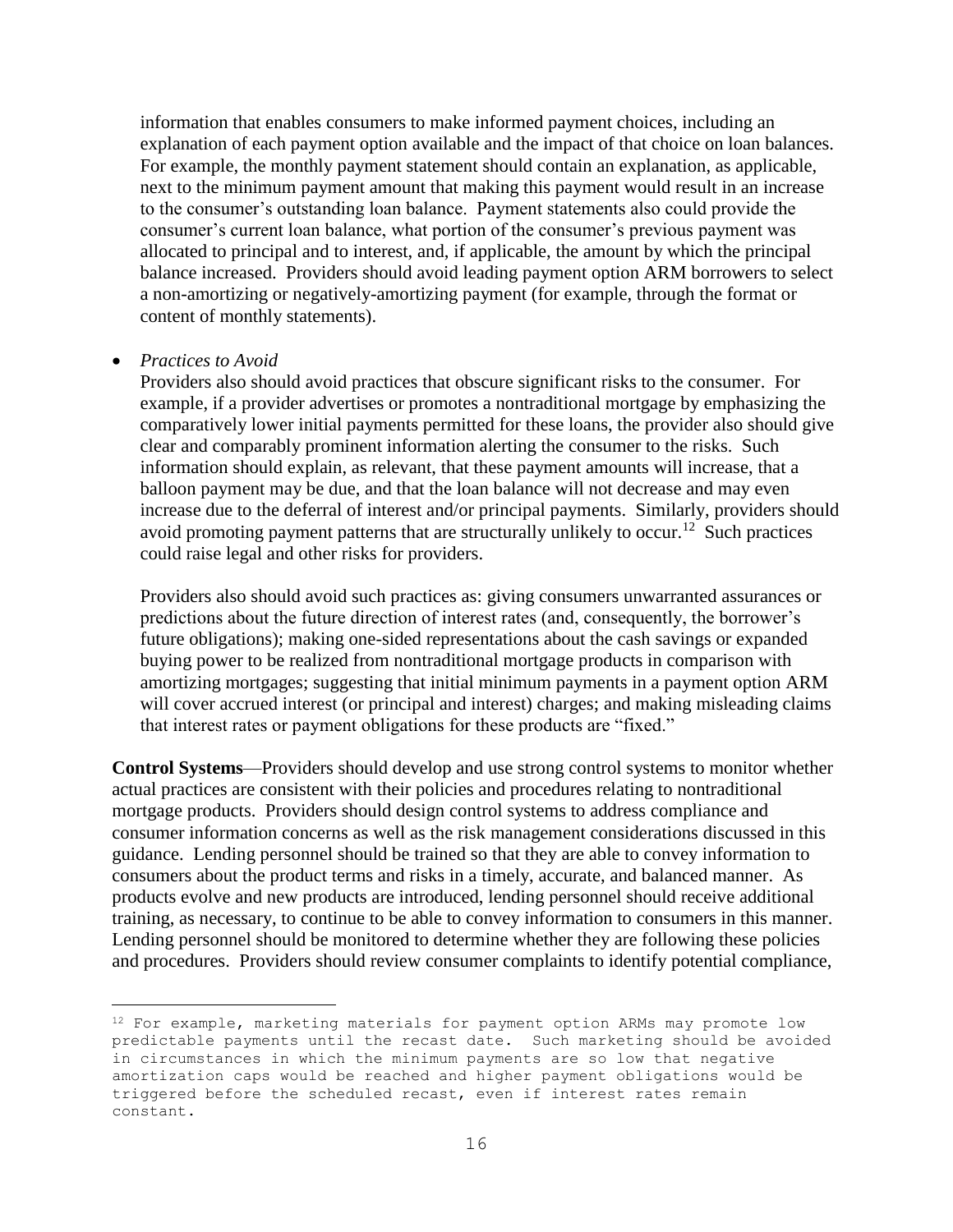information that enables consumers to make informed payment choices, including an explanation of each payment option available and the impact of that choice on loan balances. For example, the monthly payment statement should contain an explanation, as applicable, next to the minimum payment amount that making this payment would result in an increase to the consumer's outstanding loan balance. Payment statements also could provide the consumer's current loan balance, what portion of the consumer's previous payment was allocated to principal and to interest, and, if applicable, the amount by which the principal balance increased. Providers should avoid leading payment option ARM borrowers to select a non-amortizing or negatively-amortizing payment (for example, through the format or content of monthly statements).

- *Practices to Avoid*

  Providers also should avoid practices that obscure significant risks to the consumer. For example, if a provider advertises or promotes a nontraditional mortgage by emphasizing the comparatively lower initial payments permitted for these loans, the provider also should give clear and comparably prominent information alerting the consumer to the risks. Such information should explain, as relevant, that these payment amounts will increase, that a balloon payment may be due, and that the loan balance will not decrease and may even increase due to the deferral of interest and/or principal payments. Similarly, providers should avoid promoting payment patterns that are structurally unlikely to occur.[12] Such practices could raise legal and other risks for providers.

  Providers also should avoid such practices as: giving consumers unwarranted assurances or predictions about the future direction of interest rates (and, consequently, the borrower's future obligations); making one-sided representations about the cash savings or expanded buying power to be realized from nontraditional mortgage products in comparison with amortizing mortgages; suggesting that initial minimum payments in a payment option ARM will cover accrued interest (or principal and interest) charges; and making misleading claims that interest rates or payment obligations for these products are "fixed."

**Control Systems**—Providers should develop and use strong control systems to monitor whether actual practices are consistent with their policies and procedures relating to nontraditional mortgage products. Providers should design control systems to address compliance and consumer information concerns as well as the risk management considerations discussed in this guidance. Lending personnel should be trained so that they are able to convey information to consumers about the product terms and risks in a timely, accurate, and balanced manner. As products evolve and new products are introduced, lending personnel should receive additional training, as necessary, to continue to be able to convey information to consumers in this manner. Lending personnel should be monitored to determine whether they are following these policies and procedures. Providers should review consumer complaints to identify potential compliance,

---

[12] For example, marketing materials for payment option ARMs may promote low predictable payments until the recast date. Such marketing should be avoided in circumstances in which the minimum payments are so low that negative amortization caps would be reached and higher payment obligations would be triggered before the scheduled recast, even if interest rates remain constant.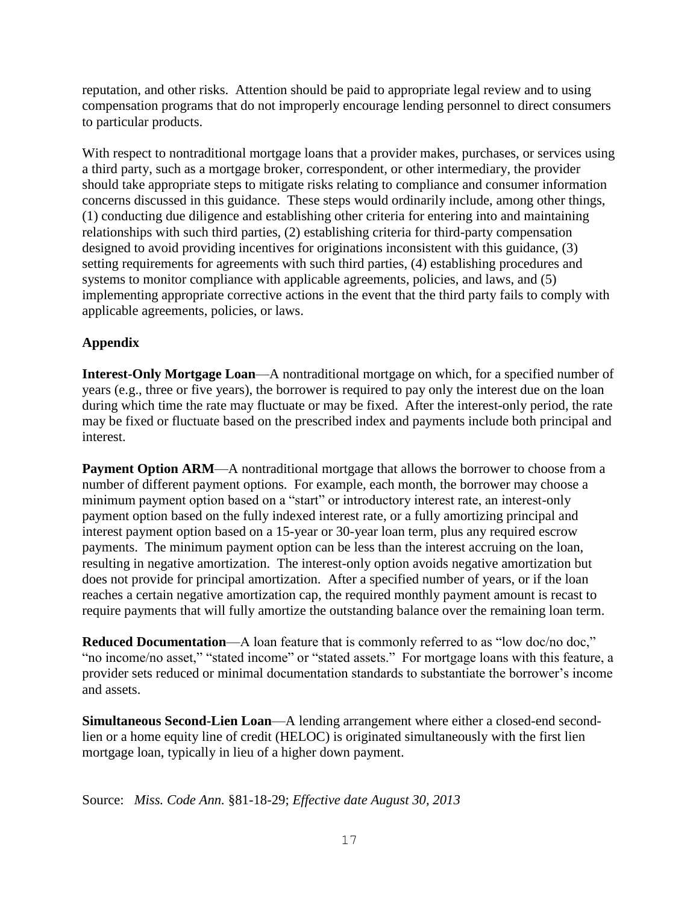reputation, and other risks. Attention should be paid to appropriate legal review and to using compensation programs that do not improperly encourage lending personnel to direct consumers to particular products.

With respect to nontraditional mortgage loans that a provider makes, purchases, or services using a third party, such as a mortgage broker, correspondent, or other intermediary, the provider should take appropriate steps to mitigate risks relating to compliance and consumer information concerns discussed in this guidance. These steps would ordinarily include, among other things, (1) conducting due diligence and establishing other criteria for entering into and maintaining relationships with such third parties, (2) establishing criteria for third-party compensation designed to avoid providing incentives for originations inconsistent with this guidance, (3) setting requirements for agreements with such third parties, (4) establishing procedures and systems to monitor compliance with applicable agreements, policies, and laws, and (5) implementing appropriate corrective actions in the event that the third party fails to comply with applicable agreements, policies, or laws.

## Appendix

**Interest-Only Mortgage Loan**—A nontraditional mortgage on which, for a specified number of years (e.g., three or five years), the borrower is required to pay only the interest due on the loan during which time the rate may fluctuate or may be fixed. After the interest-only period, the rate may be fixed or fluctuate based on the prescribed index and payments include both principal and interest.

**Payment Option ARM**—A nontraditional mortgage that allows the borrower to choose from a number of different payment options. For example, each month, the borrower may choose a minimum payment option based on a "start" or introductory interest rate, an interest-only payment option based on the fully indexed interest rate, or a fully amortizing principal and interest payment option based on a 15-year or 30-year loan term, plus any required escrow payments. The minimum payment option can be less than the interest accruing on the loan, resulting in negative amortization. The interest-only option avoids negative amortization but does not provide for principal amortization. After a specified number of years, or if the loan reaches a certain negative amortization cap, the required monthly payment amount is recast to require payments that will fully amortize the outstanding balance over the remaining loan term.

**Reduced Documentation**—A loan feature that is commonly referred to as "low doc/no doc," "no income/no asset," "stated income" or "stated assets." For mortgage loans with this feature, a provider sets reduced or minimal documentation standards to substantiate the borrower's income and assets.

**Simultaneous Second-Lien Loan**—A lending arrangement where either a closed-end second-lien or a home equity line of credit (HELOC) is originated simultaneously with the first lien mortgage loan, typically in lieu of a higher down payment.

Source: *Miss. Code Ann.* §81-18-29; *Effective date August 30, 2013*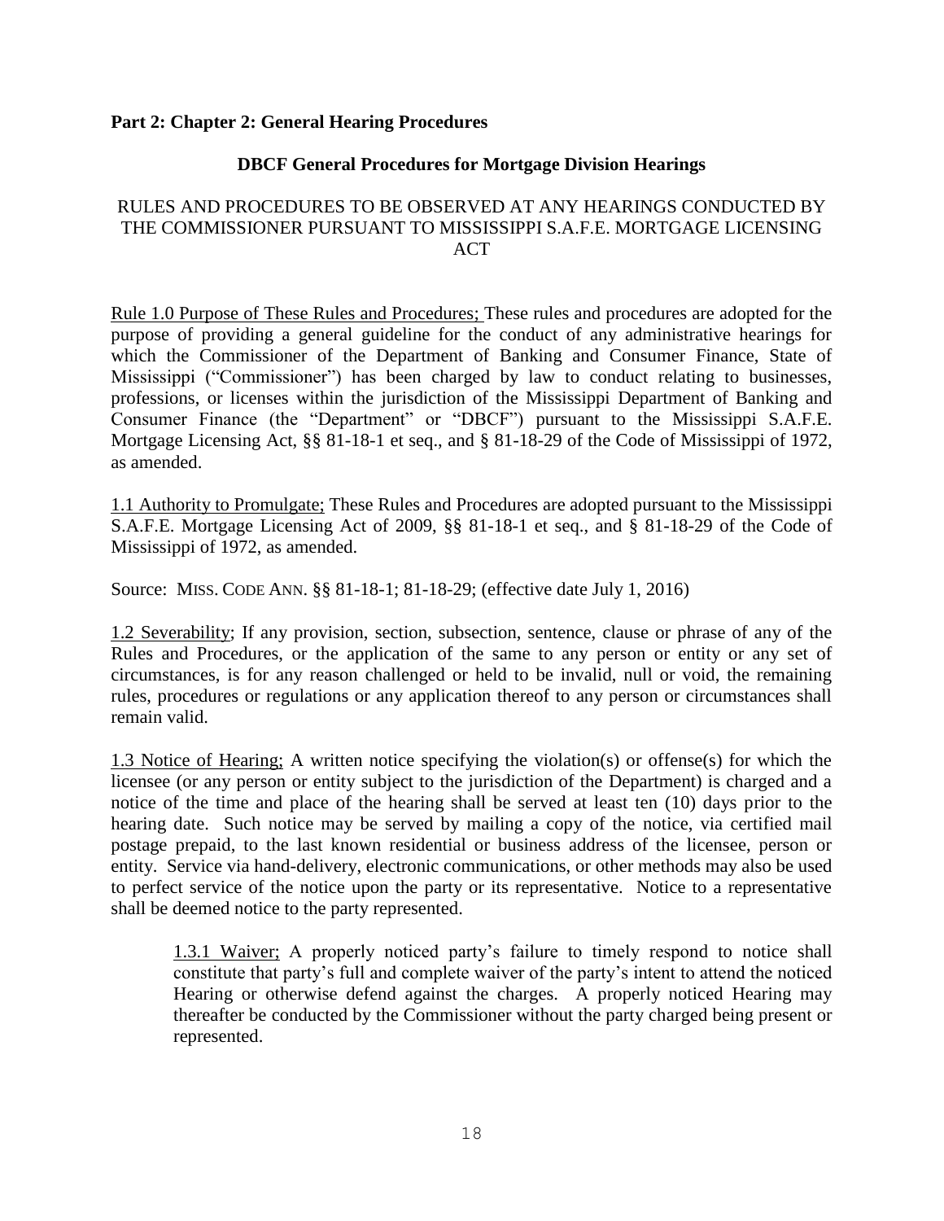**Part 2: Chapter 2: General Hearing Procedures**

**DBCF General Procedures for Mortgage Division Hearings**

RULES AND PROCEDURES TO BE OBSERVED AT ANY HEARINGS CONDUCTED BY THE COMMISSIONER PURSUANT TO MISSISSIPPI S.A.F.E. MORTGAGE LICENSING ACT

Rule 1.0 Purpose of These Rules and Procedures; These rules and procedures are adopted for the purpose of providing a general guideline for the conduct of any administrative hearings for which the Commissioner of the Department of Banking and Consumer Finance, State of Mississippi ("Commissioner") has been charged by law to conduct relating to businesses, professions, or licenses within the jurisdiction of the Mississippi Department of Banking and Consumer Finance (the "Department" or "DBCF") pursuant to the Mississippi S.A.F.E. Mortgage Licensing Act, §§ 81-18-1 et seq., and § 81-18-29 of the Code of Mississippi of 1972, as amended.

1.1 Authority to Promulgate; These Rules and Procedures are adopted pursuant to the Mississippi S.A.F.E. Mortgage Licensing Act of 2009, §§ 81-18-1 et seq., and § 81-18-29 of the Code of Mississippi of 1972, as amended.

Source: MISS. CODE ANN. §§ 81-18-1; 81-18-29; (effective date July 1, 2016)

1.2 Severability; If any provision, section, subsection, sentence, clause or phrase of any of the Rules and Procedures, or the application of the same to any person or entity or any set of circumstances, is for any reason challenged or held to be invalid, null or void, the remaining rules, procedures or regulations or any application thereof to any person or circumstances shall remain valid.

1.3 Notice of Hearing; A written notice specifying the violation(s) or offense(s) for which the licensee (or any person or entity subject to the jurisdiction of the Department) is charged and a notice of the time and place of the hearing shall be served at least ten (10) days prior to the hearing date. Such notice may be served by mailing a copy of the notice, via certified mail postage prepaid, to the last known residential or business address of the licensee, person or entity. Service via hand-delivery, electronic communications, or other methods may also be used to perfect service of the notice upon the party or its representative. Notice to a representative shall be deemed notice to the party represented.

> 1.3.1 Waiver; A properly noticed party's failure to timely respond to notice shall constitute that party's full and complete waiver of the party's intent to attend the noticed Hearing or otherwise defend against the charges. A properly noticed Hearing may thereafter be conducted by the Commissioner without the party charged being present or represented.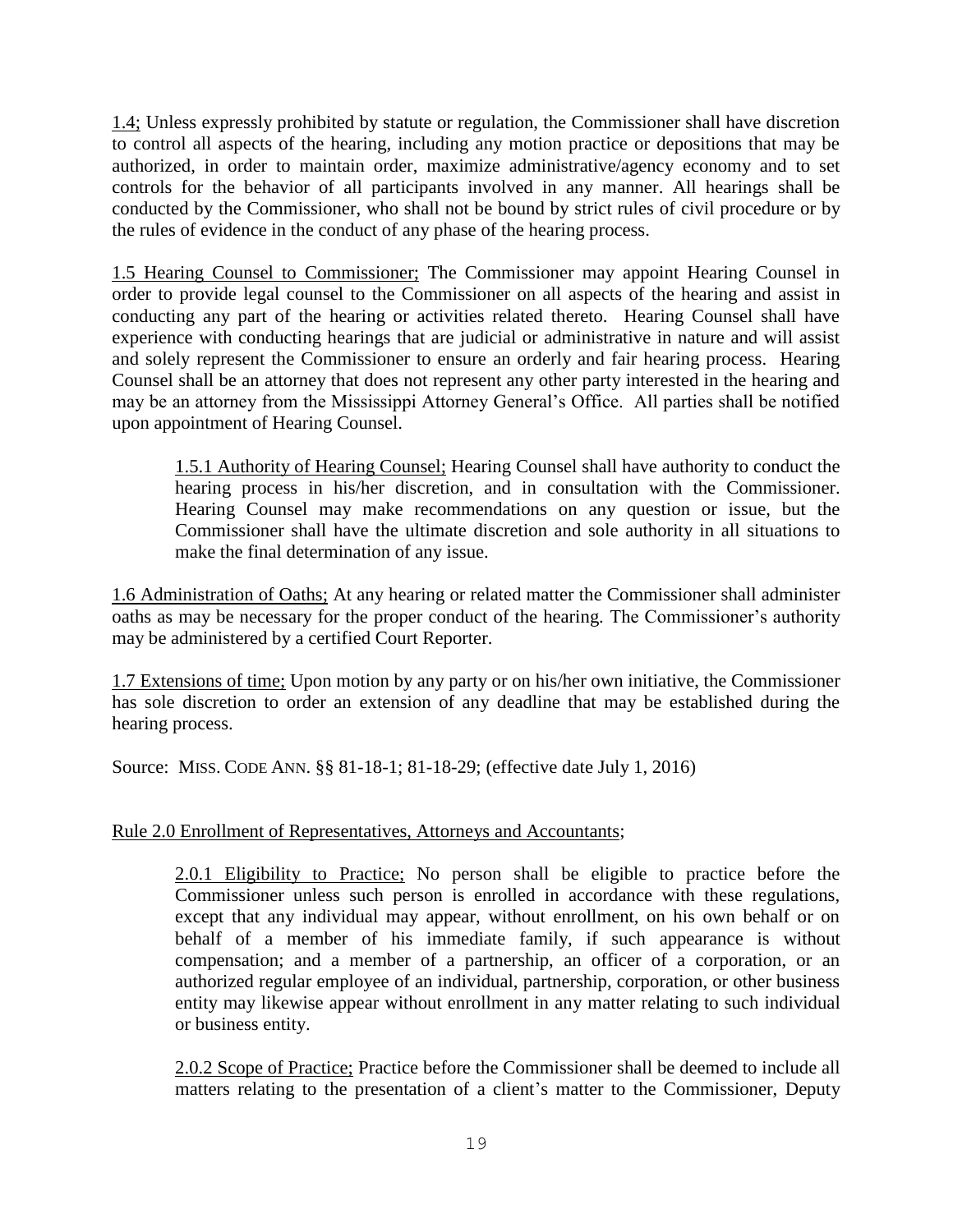1.4; Unless expressly prohibited by statute or regulation, the Commissioner shall have discretion to control all aspects of the hearing, including any motion practice or depositions that may be authorized, in order to maintain order, maximize administrative/agency economy and to set controls for the behavior of all participants involved in any manner. All hearings shall be conducted by the Commissioner, who shall not be bound by strict rules of civil procedure or by the rules of evidence in the conduct of any phase of the hearing process.

1.5 Hearing Counsel to Commissioner; The Commissioner may appoint Hearing Counsel in order to provide legal counsel to the Commissioner on all aspects of the hearing and assist in conducting any part of the hearing or activities related thereto. Hearing Counsel shall have experience with conducting hearings that are judicial or administrative in nature and will assist and solely represent the Commissioner to ensure an orderly and fair hearing process. Hearing Counsel shall be an attorney that does not represent any other party interested in the hearing and may be an attorney from the Mississippi Attorney General's Office. All parties shall be notified upon appointment of Hearing Counsel.

> 1.5.1 Authority of Hearing Counsel; Hearing Counsel shall have authority to conduct the hearing process in his/her discretion, and in consultation with the Commissioner. Hearing Counsel may make recommendations on any question or issue, but the Commissioner shall have the ultimate discretion and sole authority in all situations to make the final determination of any issue.

1.6 Administration of Oaths; At any hearing or related matter the Commissioner shall administer oaths as may be necessary for the proper conduct of the hearing. The Commissioner's authority may be administered by a certified Court Reporter.

1.7 Extensions of time; Upon motion by any party or on his/her own initiative, the Commissioner has sole discretion to order an extension of any deadline that may be established during the hearing process.

Source: MISS. CODE ANN. §§ 81-18-1; 81-18-29; (effective date July 1, 2016)

Rule 2.0 Enrollment of Representatives, Attorneys and Accountants;

> 2.0.1 Eligibility to Practice; No person shall be eligible to practice before the Commissioner unless such person is enrolled in accordance with these regulations, except that any individual may appear, without enrollment, on his own behalf or on behalf of a member of his immediate family, if such appearance is without compensation; and a member of a partnership, an officer of a corporation, or an authorized regular employee of an individual, partnership, corporation, or other business entity may likewise appear without enrollment in any matter relating to such individual or business entity.
>
> 2.0.2 Scope of Practice; Practice before the Commissioner shall be deemed to include all matters relating to the presentation of a client's matter to the Commissioner, Deputy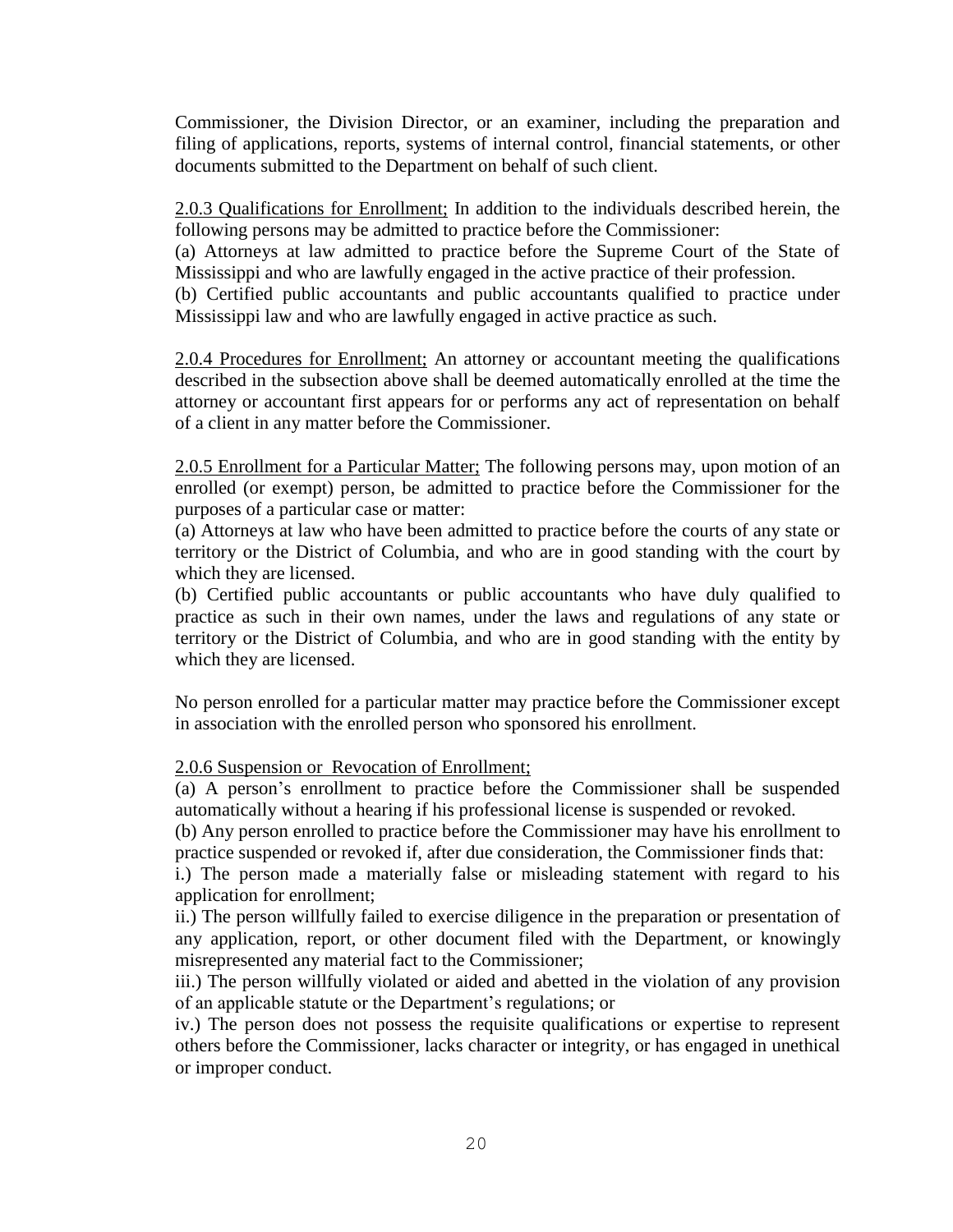Commissioner, the Division Director, or an examiner, including the preparation and filing of applications, reports, systems of internal control, financial statements, or other documents submitted to the Department on behalf of such client.

<u>2.0.3 Qualifications for Enrollment;</u> In addition to the individuals described herein, the following persons may be admitted to practice before the Commissioner:
(a) Attorneys at law admitted to practice before the Supreme Court of the State of Mississippi and who are lawfully engaged in the active practice of their profession.
(b) Certified public accountants and public accountants qualified to practice under Mississippi law and who are lawfully engaged in active practice as such.

<u>2.0.4 Procedures for Enrollment;</u> An attorney or accountant meeting the qualifications described in the subsection above shall be deemed automatically enrolled at the time the attorney or accountant first appears for or performs any act of representation on behalf of a client in any matter before the Commissioner.

<u>2.0.5 Enrollment for a Particular Matter;</u> The following persons may, upon motion of an enrolled (or exempt) person, be admitted to practice before the Commissioner for the purposes of a particular case or matter:
(a) Attorneys at law who have been admitted to practice before the courts of any state or territory or the District of Columbia, and who are in good standing with the court by which they are licensed.
(b) Certified public accountants or public accountants who have duly qualified to practice as such in their own names, under the laws and regulations of any state or territory or the District of Columbia, and who are in good standing with the entity by which they are licensed.

No person enrolled for a particular matter may practice before the Commissioner except in association with the enrolled person who sponsored his enrollment.

<u>2.0.6 Suspension or Revocation of Enrollment;</u>
(a) A person's enrollment to practice before the Commissioner shall be suspended automatically without a hearing if his professional license is suspended or revoked.
(b) Any person enrolled to practice before the Commissioner may have his enrollment to practice suspended or revoked if, after due consideration, the Commissioner finds that:
i.) The person made a materially false or misleading statement with regard to his application for enrollment;
ii.) The person willfully failed to exercise diligence in the preparation or presentation of any application, report, or other document filed with the Department, or knowingly misrepresented any material fact to the Commissioner;
iii.) The person willfully violated or aided and abetted in the violation of any provision of an applicable statute or the Department's regulations; or
iv.) The person does not possess the requisite qualifications or expertise to represent others before the Commissioner, lacks character or integrity, or has engaged in unethical or improper conduct.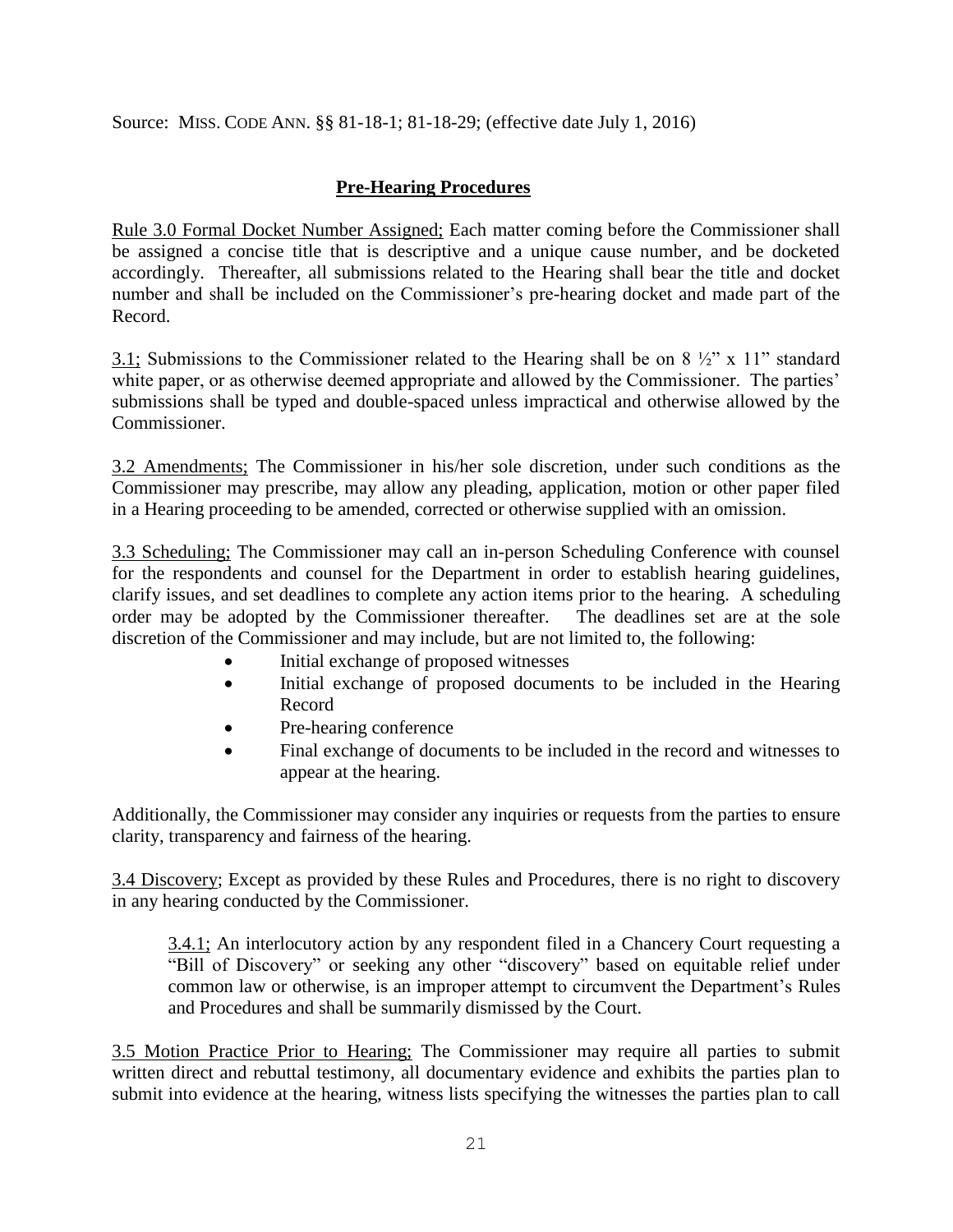Source: MISS. CODE ANN. §§ 81-18-1; 81-18-29; (effective date July 1, 2016)

## **Pre-Hearing Procedures**

Rule 3.0 Formal Docket Number Assigned; Each matter coming before the Commissioner shall be assigned a concise title that is descriptive and a unique cause number, and be docketed accordingly. Thereafter, all submissions related to the Hearing shall bear the title and docket number and shall be included on the Commissioner's pre-hearing docket and made part of the Record.

3.1; Submissions to the Commissioner related to the Hearing shall be on 8 ½" x 11" standard white paper, or as otherwise deemed appropriate and allowed by the Commissioner. The parties' submissions shall be typed and double-spaced unless impractical and otherwise allowed by the Commissioner.

3.2 Amendments; The Commissioner in his/her sole discretion, under such conditions as the Commissioner may prescribe, may allow any pleading, application, motion or other paper filed in a Hearing proceeding to be amended, corrected or otherwise supplied with an omission.

3.3 Scheduling; The Commissioner may call an in-person Scheduling Conference with counsel for the respondents and counsel for the Department in order to establish hearing guidelines, clarify issues, and set deadlines to complete any action items prior to the hearing. A scheduling order may be adopted by the Commissioner thereafter. The deadlines set are at the sole discretion of the Commissioner and may include, but are not limited to, the following:

- Initial exchange of proposed witnesses
- Initial exchange of proposed documents to be included in the Hearing Record
- Pre-hearing conference
- Final exchange of documents to be included in the record and witnesses to appear at the hearing.

Additionally, the Commissioner may consider any inquiries or requests from the parties to ensure clarity, transparency and fairness of the hearing.

3.4 Discovery; Except as provided by these Rules and Procedures, there is no right to discovery in any hearing conducted by the Commissioner.

> 3.4.1; An interlocutory action by any respondent filed in a Chancery Court requesting a "Bill of Discovery" or seeking any other "discovery" based on equitable relief under common law or otherwise, is an improper attempt to circumvent the Department's Rules and Procedures and shall be summarily dismissed by the Court.

3.5 Motion Practice Prior to Hearing; The Commissioner may require all parties to submit written direct and rebuttal testimony, all documentary evidence and exhibits the parties plan to submit into evidence at the hearing, witness lists specifying the witnesses the parties plan to call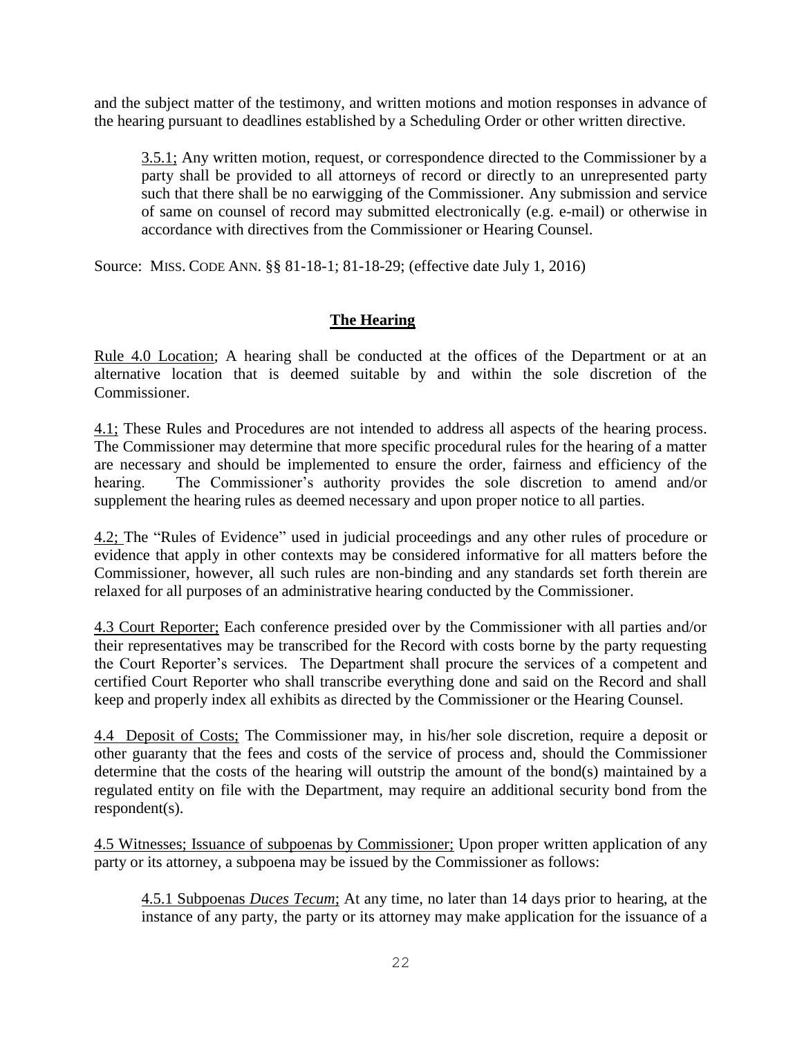and the subject matter of the testimony, and written motions and motion responses in advance of the hearing pursuant to deadlines established by a Scheduling Order or other written directive.

> 3.5.1; Any written motion, request, or correspondence directed to the Commissioner by a party shall be provided to all attorneys of record or directly to an unrepresented party such that there shall be no earwigging of the Commissioner. Any submission and service of same on counsel of record may submitted electronically (e.g. e-mail) or otherwise in accordance with directives from the Commissioner or Hearing Counsel.

Source: MISS. CODE ANN. §§ 81-18-1; 81-18-29; (effective date July 1, 2016)

## **The Hearing**

Rule 4.0 Location; A hearing shall be conducted at the offices of the Department or at an alternative location that is deemed suitable by and within the sole discretion of the Commissioner.

4.1; These Rules and Procedures are not intended to address all aspects of the hearing process. The Commissioner may determine that more specific procedural rules for the hearing of a matter are necessary and should be implemented to ensure the order, fairness and efficiency of the hearing. The Commissioner's authority provides the sole discretion to amend and/or supplement the hearing rules as deemed necessary and upon proper notice to all parties.

4.2; The "Rules of Evidence" used in judicial proceedings and any other rules of procedure or evidence that apply in other contexts may be considered informative for all matters before the Commissioner, however, all such rules are non-binding and any standards set forth therein are relaxed for all purposes of an administrative hearing conducted by the Commissioner.

4.3 Court Reporter; Each conference presided over by the Commissioner with all parties and/or their representatives may be transcribed for the Record with costs borne by the party requesting the Court Reporter's services. The Department shall procure the services of a competent and certified Court Reporter who shall transcribe everything done and said on the Record and shall keep and properly index all exhibits as directed by the Commissioner or the Hearing Counsel.

4.4 Deposit of Costs; The Commissioner may, in his/her sole discretion, require a deposit or other guaranty that the fees and costs of the service of process and, should the Commissioner determine that the costs of the hearing will outstrip the amount of the bond(s) maintained by a regulated entity on file with the Department, may require an additional security bond from the respondent(s).

4.5 Witnesses; Issuance of subpoenas by Commissioner; Upon proper written application of any party or its attorney, a subpoena may be issued by the Commissioner as follows:

> 4.5.1 Subpoenas *Duces Tecum*; At any time, no later than 14 days prior to hearing, at the instance of any party, the party or its attorney may make application for the issuance of a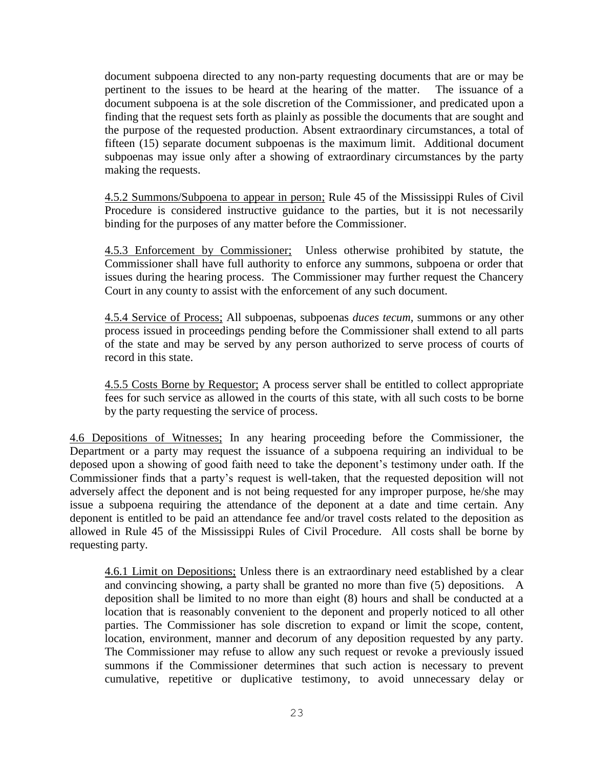document subpoena directed to any non-party requesting documents that are or may be pertinent to the issues to be heard at the hearing of the matter. The issuance of a document subpoena is at the sole discretion of the Commissioner, and predicated upon a finding that the request sets forth as plainly as possible the documents that are sought and the purpose of the requested production. Absent extraordinary circumstances, a total of fifteen (15) separate document subpoenas is the maximum limit. Additional document subpoenas may issue only after a showing of extraordinary circumstances by the party making the requests.

4.5.2 Summons/Subpoena to appear in person; Rule 45 of the Mississippi Rules of Civil Procedure is considered instructive guidance to the parties, but it is not necessarily binding for the purposes of any matter before the Commissioner.

4.5.3 Enforcement by Commissioner; Unless otherwise prohibited by statute, the Commissioner shall have full authority to enforce any summons, subpoena or order that issues during the hearing process. The Commissioner may further request the Chancery Court in any county to assist with the enforcement of any such document.

4.5.4 Service of Process; All subpoenas, subpoenas *duces tecum,* summons or any other process issued in proceedings pending before the Commissioner shall extend to all parts of the state and may be served by any person authorized to serve process of courts of record in this state.

4.5.5 Costs Borne by Requestor; A process server shall be entitled to collect appropriate fees for such service as allowed in the courts of this state, with all such costs to be borne by the party requesting the service of process.

4.6 Depositions of Witnesses; In any hearing proceeding before the Commissioner, the Department or a party may request the issuance of a subpoena requiring an individual to be deposed upon a showing of good faith need to take the deponent's testimony under oath. If the Commissioner finds that a party's request is well-taken, that the requested deposition will not adversely affect the deponent and is not being requested for any improper purpose, he/she may issue a subpoena requiring the attendance of the deponent at a date and time certain. Any deponent is entitled to be paid an attendance fee and/or travel costs related to the deposition as allowed in Rule 45 of the Mississippi Rules of Civil Procedure. All costs shall be borne by requesting party.

4.6.1 Limit on Depositions; Unless there is an extraordinary need established by a clear and convincing showing, a party shall be granted no more than five (5) depositions. A deposition shall be limited to no more than eight (8) hours and shall be conducted at a location that is reasonably convenient to the deponent and properly noticed to all other parties. The Commissioner has sole discretion to expand or limit the scope, content, location, environment, manner and decorum of any deposition requested by any party. The Commissioner may refuse to allow any such request or revoke a previously issued summons if the Commissioner determines that such action is necessary to prevent cumulative, repetitive or duplicative testimony, to avoid unnecessary delay or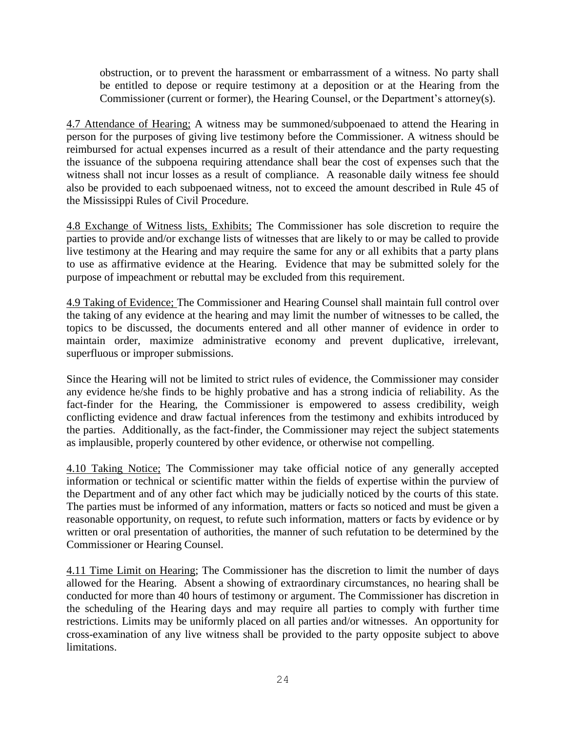obstruction, or to prevent the harassment or embarrassment of a witness. No party shall be entitled to depose or require testimony at a deposition or at the Hearing from the Commissioner (current or former), the Hearing Counsel, or the Department's attorney(s).

<u>4.7 Attendance of Hearing;</u> A witness may be summoned/subpoenaed to attend the Hearing in person for the purposes of giving live testimony before the Commissioner. A witness should be reimbursed for actual expenses incurred as a result of their attendance and the party requesting the issuance of the subpoena requiring attendance shall bear the cost of expenses such that the witness shall not incur losses as a result of compliance. A reasonable daily witness fee should also be provided to each subpoenaed witness, not to exceed the amount described in Rule 45 of the Mississippi Rules of Civil Procedure.

<u>4.8 Exchange of Witness lists, Exhibits;</u> The Commissioner has sole discretion to require the parties to provide and/or exchange lists of witnesses that are likely to or may be called to provide live testimony at the Hearing and may require the same for any or all exhibits that a party plans to use as affirmative evidence at the Hearing. Evidence that may be submitted solely for the purpose of impeachment or rebuttal may be excluded from this requirement.

<u>4.9 Taking of Evidence;</u> The Commissioner and Hearing Counsel shall maintain full control over the taking of any evidence at the hearing and may limit the number of witnesses to be called, the topics to be discussed, the documents entered and all other manner of evidence in order to maintain order, maximize administrative economy and prevent duplicative, irrelevant, superfluous or improper submissions.

Since the Hearing will not be limited to strict rules of evidence, the Commissioner may consider any evidence he/she finds to be highly probative and has a strong indicia of reliability. As the fact-finder for the Hearing, the Commissioner is empowered to assess credibility, weigh conflicting evidence and draw factual inferences from the testimony and exhibits introduced by the parties. Additionally, as the fact-finder, the Commissioner may reject the subject statements as implausible, properly countered by other evidence, or otherwise not compelling.

<u>4.10 Taking Notice;</u> The Commissioner may take official notice of any generally accepted information or technical or scientific matter within the fields of expertise within the purview of the Department and of any other fact which may be judicially noticed by the courts of this state. The parties must be informed of any information, matters or facts so noticed and must be given a reasonable opportunity, on request, to refute such information, matters or facts by evidence or by written or oral presentation of authorities, the manner of such refutation to be determined by the Commissioner or Hearing Counsel.

<u>4.11 Time Limit on Hearing</u>; The Commissioner has the discretion to limit the number of days allowed for the Hearing. Absent a showing of extraordinary circumstances, no hearing shall be conducted for more than 40 hours of testimony or argument. The Commissioner has discretion in the scheduling of the Hearing days and may require all parties to comply with further time restrictions. Limits may be uniformly placed on all parties and/or witnesses. An opportunity for cross-examination of any live witness shall be provided to the party opposite subject to above limitations.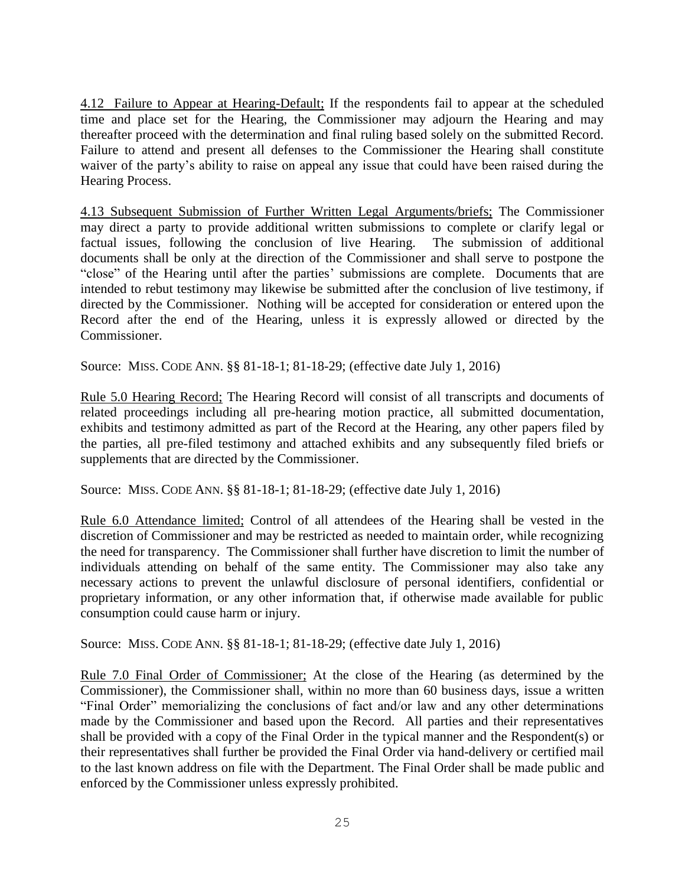4.12 Failure to Appear at Hearing-Default; If the respondents fail to appear at the scheduled time and place set for the Hearing, the Commissioner may adjourn the Hearing and may thereafter proceed with the determination and final ruling based solely on the submitted Record. Failure to attend and present all defenses to the Commissioner the Hearing shall constitute waiver of the party's ability to raise on appeal any issue that could have been raised during the Hearing Process.

4.13 Subsequent Submission of Further Written Legal Arguments/briefs; The Commissioner may direct a party to provide additional written submissions to complete or clarify legal or factual issues, following the conclusion of live Hearing. The submission of additional documents shall be only at the direction of the Commissioner and shall serve to postpone the "close" of the Hearing until after the parties' submissions are complete. Documents that are intended to rebut testimony may likewise be submitted after the conclusion of live testimony, if directed by the Commissioner. Nothing will be accepted for consideration or entered upon the Record after the end of the Hearing, unless it is expressly allowed or directed by the Commissioner.

Source: MISS. CODE ANN. §§ 81-18-1; 81-18-29; (effective date July 1, 2016)

Rule 5.0 Hearing Record; The Hearing Record will consist of all transcripts and documents of related proceedings including all pre-hearing motion practice, all submitted documentation, exhibits and testimony admitted as part of the Record at the Hearing, any other papers filed by the parties, all pre-filed testimony and attached exhibits and any subsequently filed briefs or supplements that are directed by the Commissioner.

Source: MISS. CODE ANN. §§ 81-18-1; 81-18-29; (effective date July 1, 2016)

Rule 6.0 Attendance limited; Control of all attendees of the Hearing shall be vested in the discretion of Commissioner and may be restricted as needed to maintain order, while recognizing the need for transparency. The Commissioner shall further have discretion to limit the number of individuals attending on behalf of the same entity. The Commissioner may also take any necessary actions to prevent the unlawful disclosure of personal identifiers, confidential or proprietary information, or any other information that, if otherwise made available for public consumption could cause harm or injury.

Source: MISS. CODE ANN. §§ 81-18-1; 81-18-29; (effective date July 1, 2016)

Rule 7.0 Final Order of Commissioner; At the close of the Hearing (as determined by the Commissioner), the Commissioner shall, within no more than 60 business days, issue a written "Final Order" memorializing the conclusions of fact and/or law and any other determinations made by the Commissioner and based upon the Record. All parties and their representatives shall be provided with a copy of the Final Order in the typical manner and the Respondent(s) or their representatives shall further be provided the Final Order via hand-delivery or certified mail to the last known address on file with the Department. The Final Order shall be made public and enforced by the Commissioner unless expressly prohibited.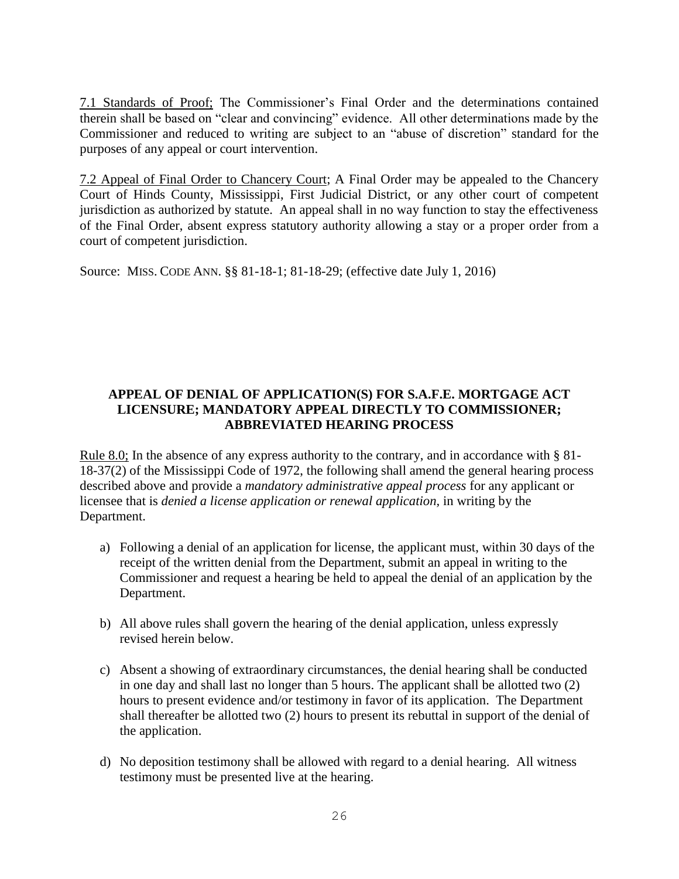<u>7.1 Standards of Proof;</u> The Commissioner's Final Order and the determinations contained therein shall be based on "clear and convincing" evidence. All other determinations made by the Commissioner and reduced to writing are subject to an "abuse of discretion" standard for the purposes of any appeal or court intervention.

<u>7.2 Appeal of Final Order to Chancery Court</u>; A Final Order may be appealed to the Chancery Court of Hinds County, Mississippi, First Judicial District, or any other court of competent jurisdiction as authorized by statute. An appeal shall in no way function to stay the effectiveness of the Final Order, absent express statutory authority allowing a stay or a proper order from a court of competent jurisdiction.

Source: MISS. CODE ANN. §§ 81-18-1; 81-18-29; (effective date July 1, 2016)

**APPEAL OF DENIAL OF APPLICATION(S) FOR S.A.F.E. MORTGAGE ACT LICENSURE; MANDATORY APPEAL DIRECTLY TO COMMISSIONER; ABBREVIATED HEARING PROCESS**

<u>Rule 8.0;</u> In the absence of any express authority to the contrary, and in accordance with § 81-18-37(2) of the Mississippi Code of 1972, the following shall amend the general hearing process described above and provide a *mandatory administrative appeal process* for any applicant or licensee that is *denied a license application or renewal application,* in writing by the Department.

a) Following a denial of an application for license, the applicant must, within 30 days of the receipt of the written denial from the Department, submit an appeal in writing to the Commissioner and request a hearing be held to appeal the denial of an application by the Department.

b) All above rules shall govern the hearing of the denial application, unless expressly revised herein below.

c) Absent a showing of extraordinary circumstances, the denial hearing shall be conducted in one day and shall last no longer than 5 hours. The applicant shall be allotted two (2) hours to present evidence and/or testimony in favor of its application. The Department shall thereafter be allotted two (2) hours to present its rebuttal in support of the denial of the application.

d) No deposition testimony shall be allowed with regard to a denial hearing. All witness testimony must be presented live at the hearing.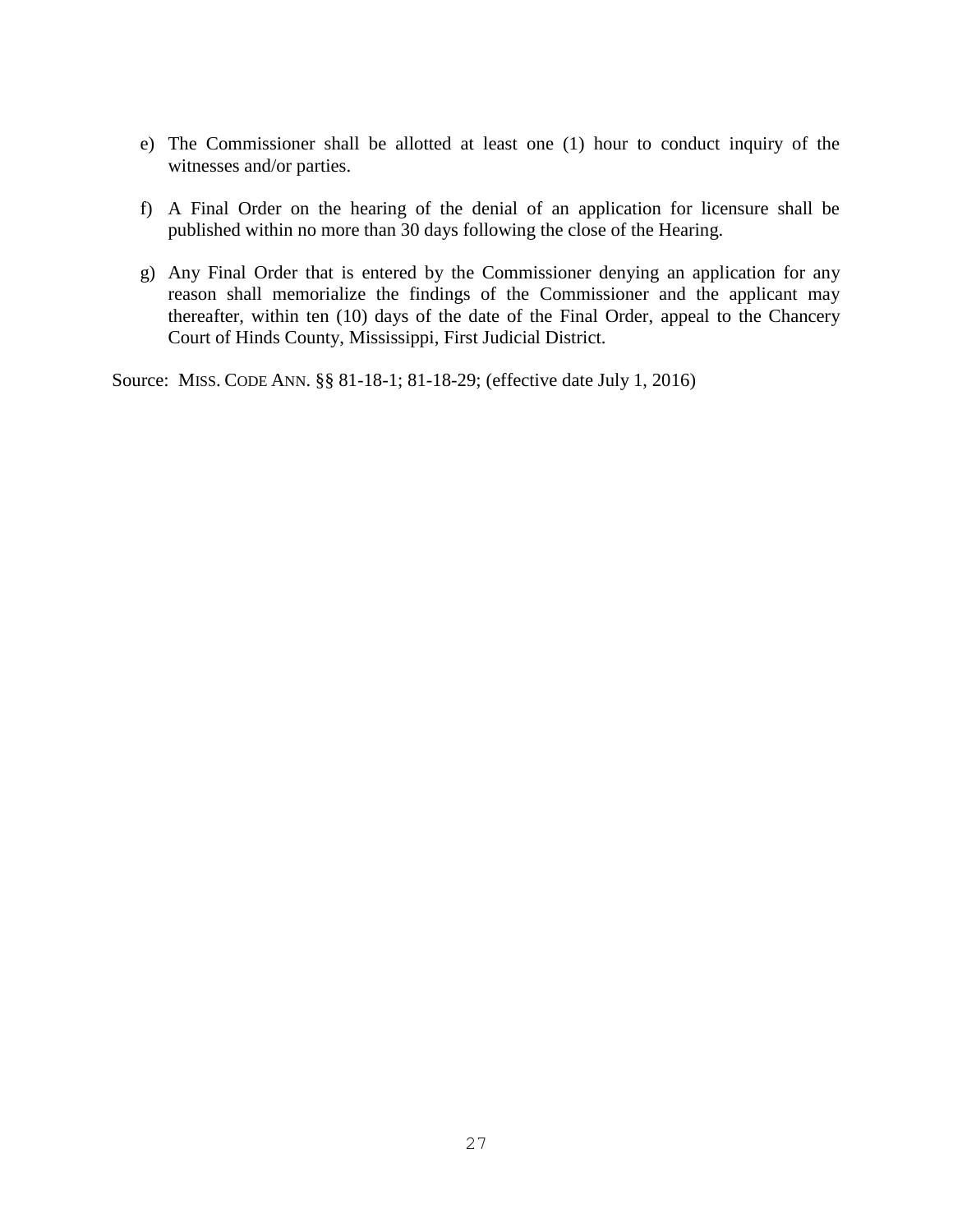e) The Commissioner shall be allotted at least one (1) hour to conduct inquiry of the witnesses and/or parties.

f) A Final Order on the hearing of the denial of an application for licensure shall be published within no more than 30 days following the close of the Hearing.

g) Any Final Order that is entered by the Commissioner denying an application for any reason shall memorialize the findings of the Commissioner and the applicant may thereafter, within ten (10) days of the date of the Final Order, appeal to the Chancery Court of Hinds County, Mississippi, First Judicial District.

Source: MISS. CODE ANN. §§ 81-18-1; 81-18-29; (effective date July 1, 2016)